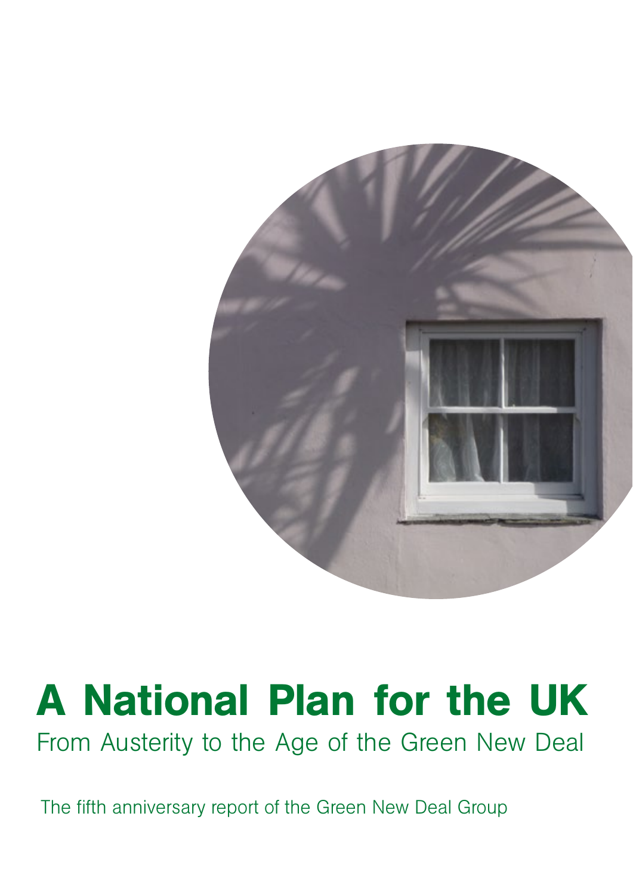# A National Plan for the UK

From Austerity to the Age of the Green New Deal

The fifth anniversary report of the Green New Deal Group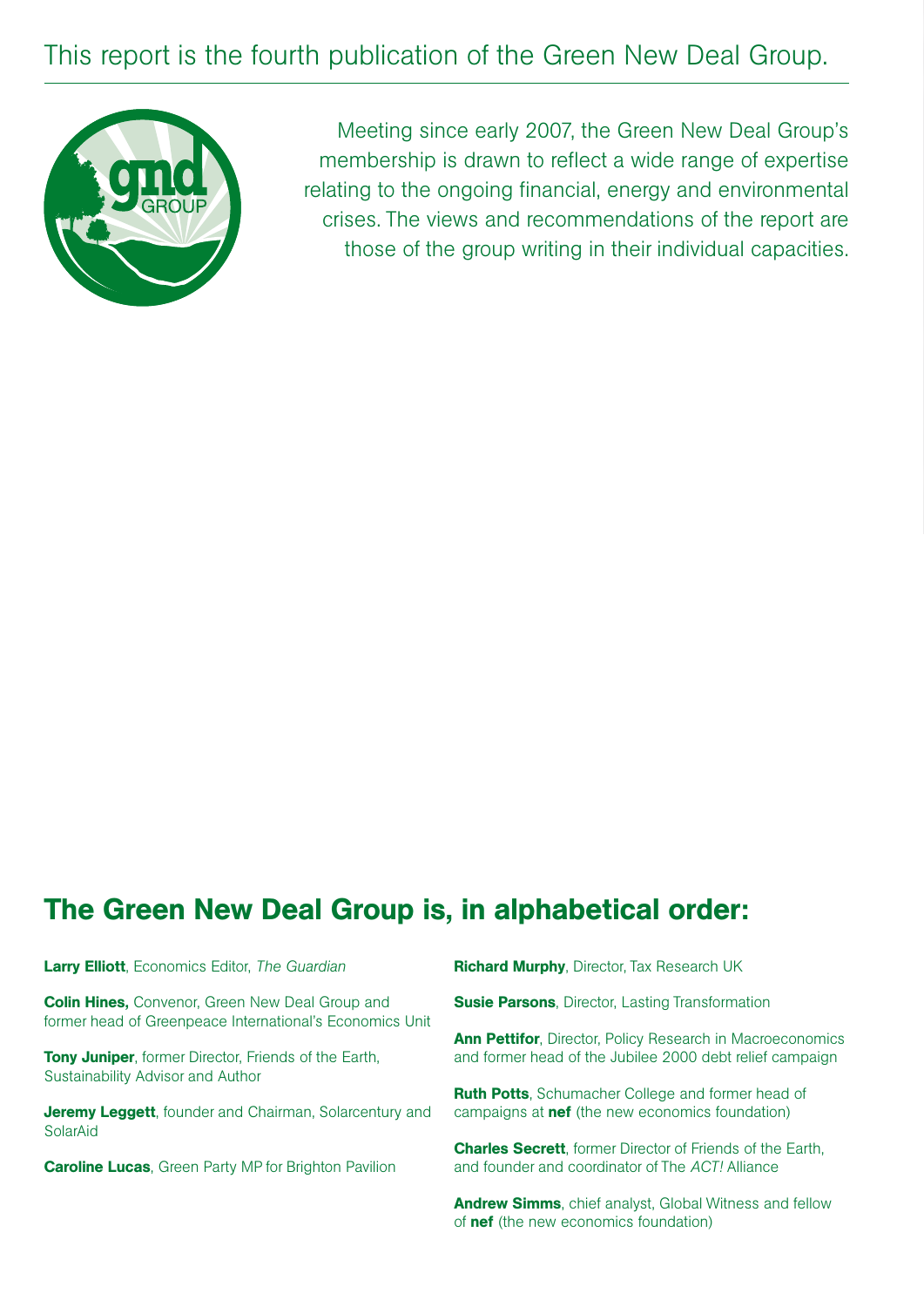This report is the fourth publication of the Green New Deal Group.

Meeting since early 2007, the Green New Deal Group's membership is drawn to reflect a wide range of expertise relating to the ongoing financial, energy and environmental crises. The views and recommendations of the report are those of the group writing in their individual capacities.

## The Green New Deal Group is, in alphabetical order:

**Larry Elliott**, Economics Editor, *The Guardian*

**Colin Hines,** Convenor, Green New Deal Group and former head of Greenpeace International's Economics Unit

**Tony Juniper**, former Director, Friends of the Earth, Sustainability Advisor and Author

**Jeremy Leggett**, founder and Chairman, Solarcentury and SolarAid

**Caroline Lucas**, Green Party MP for Brighton Pavilion

**Richard Murphy**, Director, Tax Research UK

**Susie Parsons**, Director, Lasting Transformation

**Ann Pettifor**, Director, Policy Research in Macroeconomics and former head of the Jubilee 2000 debt relief campaign

**Ruth Potts**, Schumacher College and former head of campaigns at **nef** (the new economics foundation)

**Charles Secrett**, former Director of Friends of the Earth, and founder and coordinator of The *ACT!* Alliance

**Andrew Simms**, chief analyst, Global Witness and fellow of **nef** (the new economics foundation)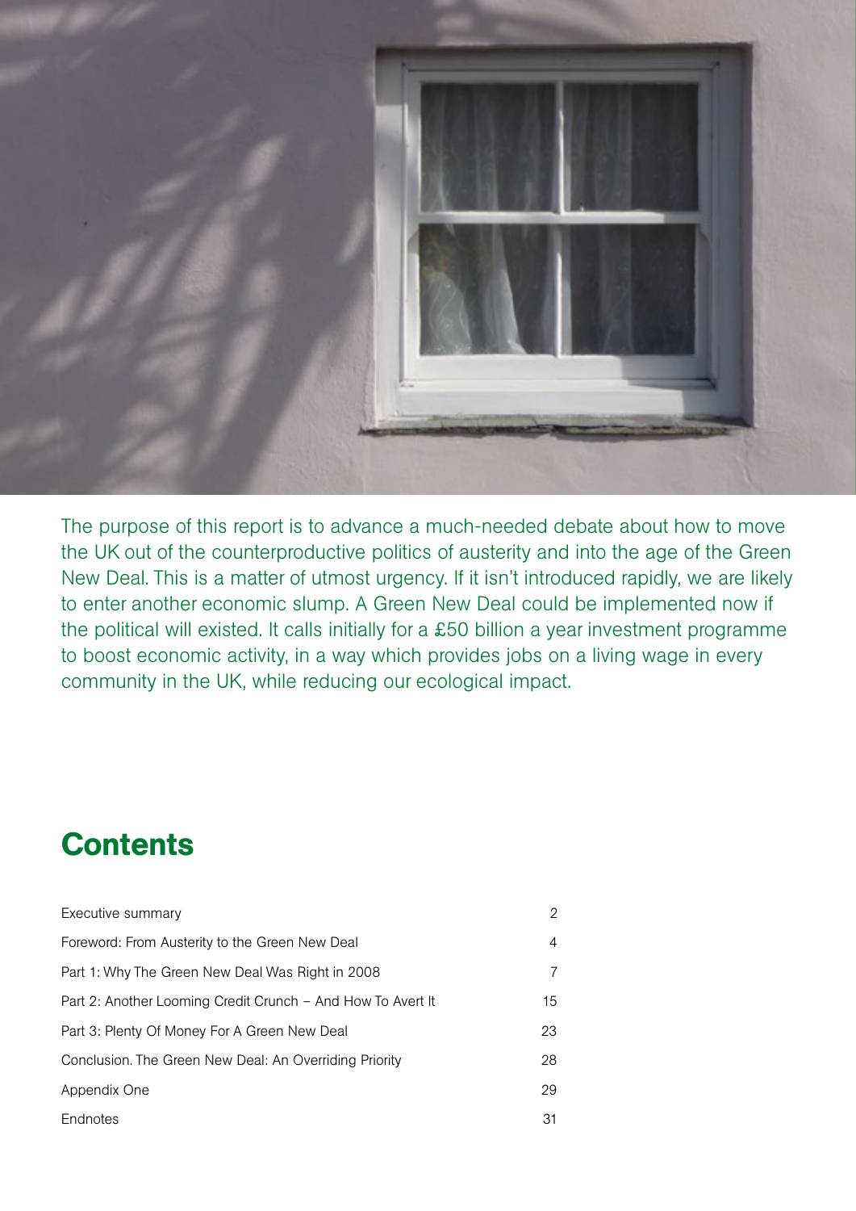The purpose of this report is to advance a much-needed debate about how to move the UK out of the counterproductive politics of austerity and into the age of the Green New Deal. This is a matter of utmost urgency. If it isn't introduced rapidly, we are likely to enter another economic slump. A Green New Deal could be implemented now if the political will existed. It calls initially for a £50 billion a year investment programme to boost economic activity, in a way which provides jobs on a living wage in every community in the UK, while reducing our ecological impact.

## Contents

| | |
|---|---|
| Executive summary | 2 |
| Foreword: From Austerity to the Green New Deal | 4 |
| Part 1: Why The Green New Deal Was Right in 2008 | 7 |
| Part 2: Another Looming Credit Crunch – And How To Avert It | 15 |
| Part 3: Plenty Of Money For A Green New Deal | 23 |
| Conclusion. The Green New Deal: An Overriding Priority | 28 |
| Appendix One | 29 |
| Endnotes | 31 |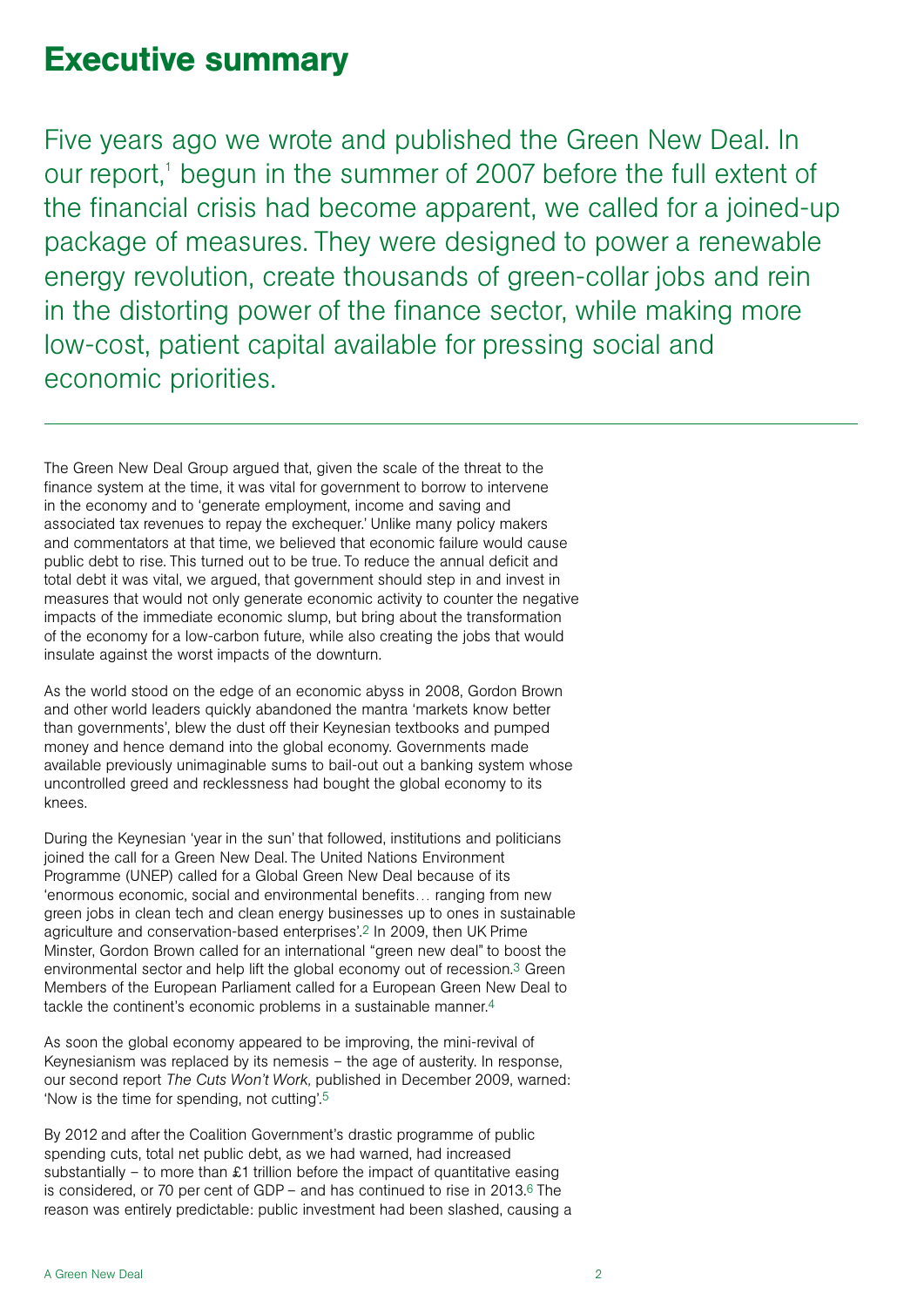# Executive summary

Five years ago we wrote and published the Green New Deal. In our report,[1] begun in the summer of 2007 before the full extent of the financial crisis had become apparent, we called for a joined-up package of measures. They were designed to power a renewable energy revolution, create thousands of green-collar jobs and rein in the distorting power of the finance sector, while making more low-cost, patient capital available for pressing social and economic priorities.

---

The Green New Deal Group argued that, given the scale of the threat to the finance system at the time, it was vital for government to borrow to intervene in the economy and to 'generate employment, income and saving and associated tax revenues to repay the exchequer.' Unlike many policy makers and commentators at that time, we believed that economic failure would cause public debt to rise. This turned out to be true. To reduce the annual deficit and total debt it was vital, we argued, that government should step in and invest in measures that would not only generate economic activity to counter the negative impacts of the immediate economic slump, but bring about the transformation of the economy for a low-carbon future, while also creating the jobs that would insulate against the worst impacts of the downturn.

As the world stood on the edge of an economic abyss in 2008, Gordon Brown and other world leaders quickly abandoned the mantra 'markets know better than governments', blew the dust off their Keynesian textbooks and pumped money and hence demand into the global economy. Governments made available previously unimaginable sums to bail-out out a banking system whose uncontrolled greed and recklessness had bought the global economy to its knees.

During the Keynesian 'year in the sun' that followed, institutions and politicians joined the call for a Green New Deal. The United Nations Environment Programme (UNEP) called for a Global Green New Deal because of its 'enormous economic, social and environmental benefits… ranging from new green jobs in clean tech and clean energy businesses up to ones in sustainable agriculture and conservation-based enterprises'.[2] In 2009, then UK Prime Minster, Gordon Brown called for an international "green new deal" to boost the environmental sector and help lift the global economy out of recession.[3] Green Members of the European Parliament called for a European Green New Deal to tackle the continent's economic problems in a sustainable manner.[4]

As soon the global economy appeared to be improving, the mini-revival of Keynesianism was replaced by its nemesis – the age of austerity. In response, our second report *The Cuts Won't Work,* published in December 2009, warned: 'Now is the time for spending, not cutting'.[5]

By 2012 and after the Coalition Government's drastic programme of public spending cuts, total net public debt, as we had warned, had increased substantially – to more than £1 trillion before the impact of quantitative easing is considered, or 70 per cent of GDP – and has continued to rise in 2013.[6] The reason was entirely predictable: public investment had been slashed, causing a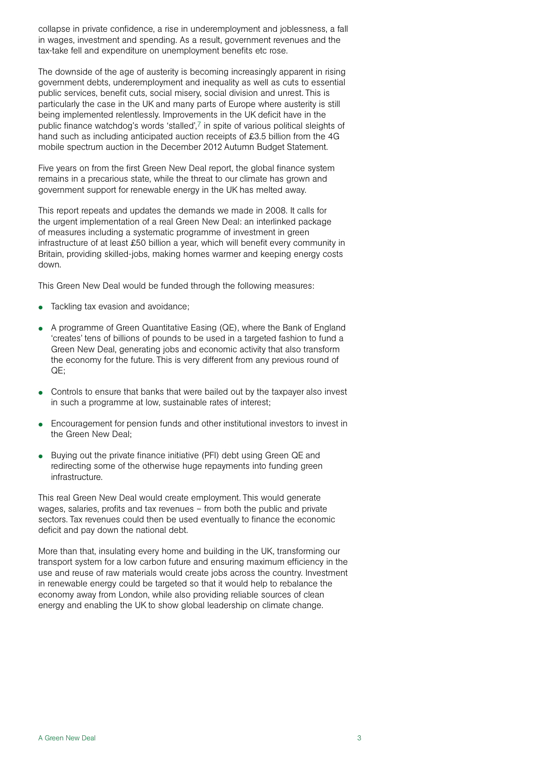collapse in private confidence, a rise in underemployment and joblessness, a fall in wages, investment and spending. As a result, government revenues and the tax-take fell and expenditure on unemployment benefits etc rose.

The downside of the age of austerity is becoming increasingly apparent in rising government debts, underemployment and inequality as well as cuts to essential public services, benefit cuts, social misery, social division and unrest. This is particularly the case in the UK and many parts of Europe where austerity is still being implemented relentlessly. Improvements in the UK deficit have in the public finance watchdog's words 'stalled',[7] in spite of various political sleights of hand such as including anticipated auction receipts of £3.5 billion from the 4G mobile spectrum auction in the December 2012 Autumn Budget Statement.

Five years on from the first Green New Deal report, the global finance system remains in a precarious state, while the threat to our climate has grown and government support for renewable energy in the UK has melted away.

This report repeats and updates the demands we made in 2008. It calls for the urgent implementation of a real Green New Deal: an interlinked package of measures including a systematic programme of investment in green infrastructure of at least £50 billion a year, which will benefit every community in Britain, providing skilled-jobs, making homes warmer and keeping energy costs down.

This Green New Deal would be funded through the following measures:

- Tackling tax evasion and avoidance;
- A programme of Green Quantitative Easing (QE), where the Bank of England 'creates' tens of billions of pounds to be used in a targeted fashion to fund a Green New Deal, generating jobs and economic activity that also transform the economy for the future. This is very different from any previous round of QE;
- Controls to ensure that banks that were bailed out by the taxpayer also invest in such a programme at low, sustainable rates of interest;
- Encouragement for pension funds and other institutional investors to invest in the Green New Deal;
- Buying out the private finance initiative (PFI) debt using Green QE and redirecting some of the otherwise huge repayments into funding green infrastructure.

This real Green New Deal would create employment. This would generate wages, salaries, profits and tax revenues – from both the public and private sectors. Tax revenues could then be used eventually to finance the economic deficit and pay down the national debt.

More than that, insulating every home and building in the UK, transforming our transport system for a low carbon future and ensuring maximum efficiency in the use and reuse of raw materials would create jobs across the country. Investment in renewable energy could be targeted so that it would help to rebalance the economy away from London, while also providing reliable sources of clean energy and enabling the UK to show global leadership on climate change.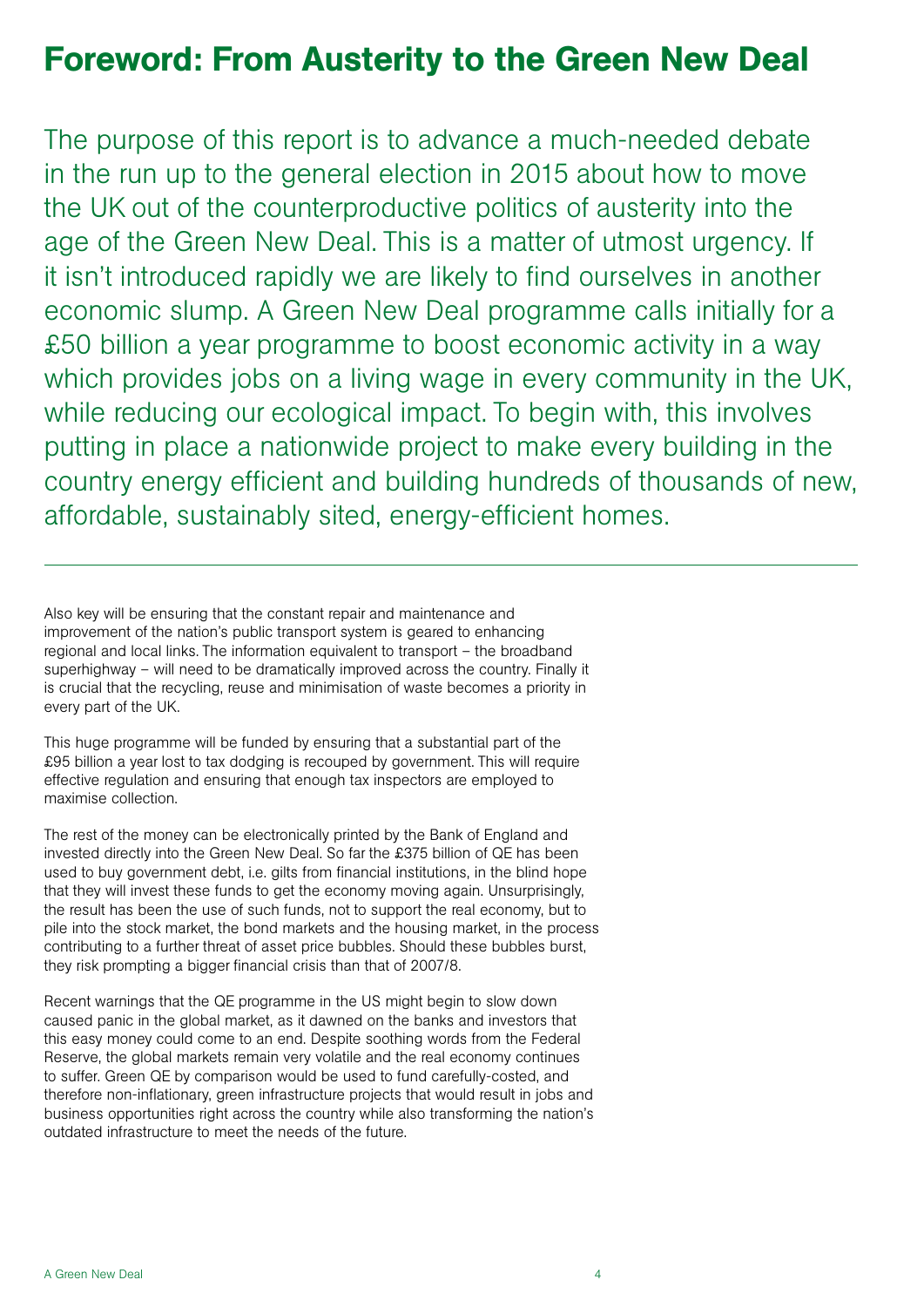# Foreword: From Austerity to the Green New Deal

The purpose of this report is to advance a much-needed debate in the run up to the general election in 2015 about how to move the UK out of the counterproductive politics of austerity into the age of the Green New Deal. This is a matter of utmost urgency. If it isn't introduced rapidly we are likely to find ourselves in another economic slump. A Green New Deal programme calls initially for a £50 billion a year programme to boost economic activity in a way which provides jobs on a living wage in every community in the UK, while reducing our ecological impact. To begin with, this involves putting in place a nationwide project to make every building in the country energy efficient and building hundreds of thousands of new, affordable, sustainably sited, energy-efficient homes.

---

Also key will be ensuring that the constant repair and maintenance and improvement of the nation's public transport system is geared to enhancing regional and local links. The information equivalent to transport – the broadband superhighway – will need to be dramatically improved across the country. Finally it is crucial that the recycling, reuse and minimisation of waste becomes a priority in every part of the UK.

This huge programme will be funded by ensuring that a substantial part of the £95 billion a year lost to tax dodging is recouped by government. This will require effective regulation and ensuring that enough tax inspectors are employed to maximise collection.

The rest of the money can be electronically printed by the Bank of England and invested directly into the Green New Deal. So far the £375 billion of QE has been used to buy government debt, i.e. gilts from financial institutions, in the blind hope that they will invest these funds to get the economy moving again. Unsurprisingly, the result has been the use of such funds, not to support the real economy, but to pile into the stock market, the bond markets and the housing market, in the process contributing to a further threat of asset price bubbles. Should these bubbles burst, they risk prompting a bigger financial crisis than that of 2007/8.

Recent warnings that the QE programme in the US might begin to slow down caused panic in the global market, as it dawned on the banks and investors that this easy money could come to an end. Despite soothing words from the Federal Reserve, the global markets remain very volatile and the real economy continues to suffer. Green QE by comparison would be used to fund carefully-costed, and therefore non-inflationary, green infrastructure projects that would result in jobs and business opportunities right across the country while also transforming the nation's outdated infrastructure to meet the needs of the future.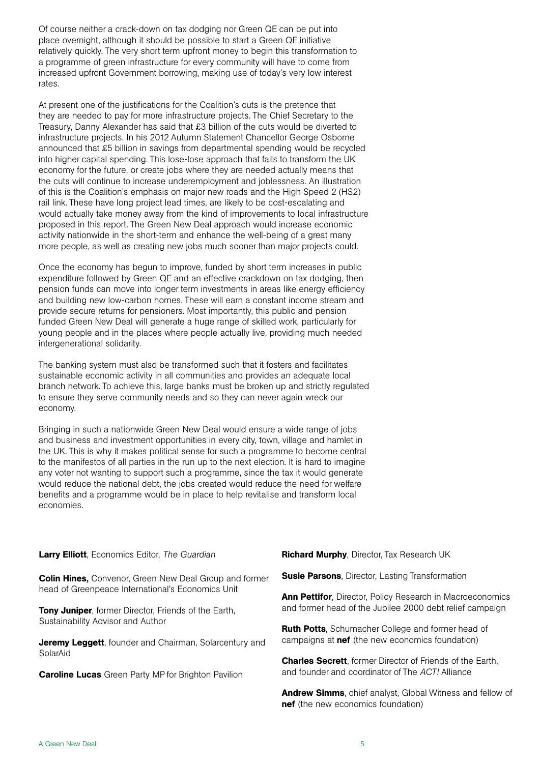Of course neither a crack-down on tax dodging nor Green QE can be put into place overnight, although it should be possible to start a Green QE initiative relatively quickly. The very short term upfront money to begin this transformation to a programme of green infrastructure for every community will have to come from increased upfront Government borrowing, making use of today's very low interest rates.

At present one of the justifications for the Coalition's cuts is the pretence that they are needed to pay for more infrastructure projects. The Chief Secretary to the Treasury, Danny Alexander has said that £3 billion of the cuts would be diverted to infrastructure projects. In his 2012 Autumn Statement Chancellor George Osborne announced that £5 billion in savings from departmental spending would be recycled into higher capital spending. This lose-lose approach that fails to transform the UK economy for the future, or create jobs where they are needed actually means that the cuts will continue to increase underemployment and joblessness. An illustration of this is the Coalition's emphasis on major new roads and the High Speed 2 (HS2) rail link. These have long project lead times, are likely to be cost-escalating and would actually take money away from the kind of improvements to local infrastructure proposed in this report. The Green New Deal approach would increase economic activity nationwide in the short-term and enhance the well-being of a great many more people, as well as creating new jobs much sooner than major projects could.

Once the economy has begun to improve, funded by short term increases in public expenditure followed by Green QE and an effective crackdown on tax dodging, then pension funds can move into longer term investments in areas like energy efficiency and building new low-carbon homes. These will earn a constant income stream and provide secure returns for pensioners. Most importantly, this public and pension funded Green New Deal will generate a huge range of skilled work, particularly for young people and in the places where people actually live, providing much needed intergenerational solidarity.

The banking system must also be transformed such that it fosters and facilitates sustainable economic activity in all communities and provides an adequate local branch network. To achieve this, large banks must be broken up and strictly regulated to ensure they serve community needs and so they can never again wreck our economy.

Bringing in such a nationwide Green New Deal would ensure a wide range of jobs and business and investment opportunities in every city, town, village and hamlet in the UK. This is why it makes political sense for such a programme to become central to the manifestos of all parties in the run up to the next election. It is hard to imagine any voter not wanting to support such a programme, since the tax it would generate would reduce the national debt, the jobs created would reduce the need for welfare benefits and a programme would be in place to help revitalise and transform local economies.

**Larry Elliott**, Economics Editor, *The Guardian*

**Colin Hines,** Convenor, Green New Deal Group and former head of Greenpeace International's Economics Unit

**Tony Juniper**, former Director, Friends of the Earth, Sustainability Advisor and Author

**Jeremy Leggett**, founder and Chairman, Solarcentury and SolarAid

**Caroline Lucas** Green Party MP for Brighton Pavilion

**Richard Murphy**, Director, Tax Research UK

**Susie Parsons**, Director, Lasting Transformation

**Ann Pettifor**, Director, Policy Research in Macroeconomics and former head of the Jubilee 2000 debt relief campaign

**Ruth Potts**, Schumacher College and former head of campaigns at **nef** (the new economics foundation)

**Charles Secrett**, former Director of Friends of the Earth, and founder and coordinator of The *ACT!* Alliance

**Andrew Simms**, chief analyst, Global Witness and fellow of **nef** (the new economics foundation)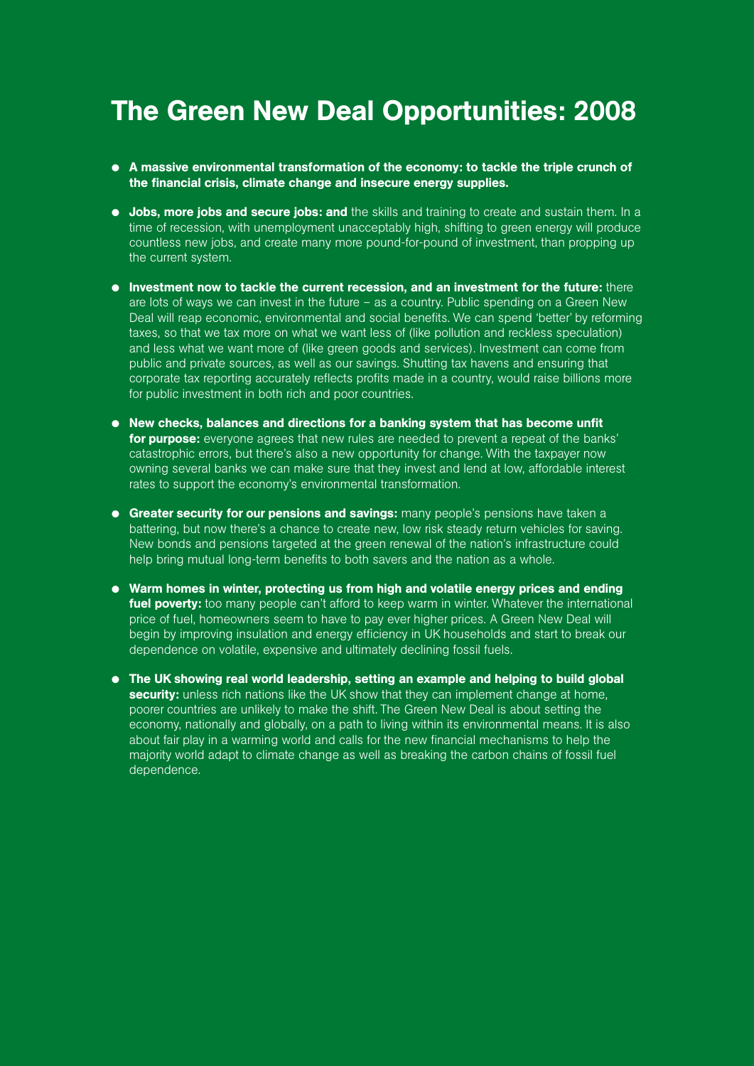# The Green New Deal Opportunities: 2008

- **A massive environmental transformation of the economy: to tackle the triple crunch of the financial crisis, climate change and insecure energy supplies.**

- **Jobs, more jobs and secure jobs: and** the skills and training to create and sustain them. In a time of recession, with unemployment unacceptably high, shifting to green energy will produce countless new jobs, and create many more pound-for-pound of investment, than propping up the current system.

- **Investment now to tackle the current recession, and an investment for the future:** there are lots of ways we can invest in the future – as a country. Public spending on a Green New Deal will reap economic, environmental and social benefits. We can spend 'better' by reforming taxes, so that we tax more on what we want less of (like pollution and reckless speculation) and less what we want more of (like green goods and services). Investment can come from public and private sources, as well as our savings. Shutting tax havens and ensuring that corporate tax reporting accurately reflects profits made in a country, would raise billions more for public investment in both rich and poor countries.

- **New checks, balances and directions for a banking system that has become unfit for purpose:** everyone agrees that new rules are needed to prevent a repeat of the banks' catastrophic errors, but there's also a new opportunity for change. With the taxpayer now owning several banks we can make sure that they invest and lend at low, affordable interest rates to support the economy's environmental transformation.

- **Greater security for our pensions and savings:** many people's pensions have taken a battering, but now there's a chance to create new, low risk steady return vehicles for saving. New bonds and pensions targeted at the green renewal of the nation's infrastructure could help bring mutual long-term benefits to both savers and the nation as a whole.

- **Warm homes in winter, protecting us from high and volatile energy prices and ending fuel poverty:** too many people can't afford to keep warm in winter. Whatever the international price of fuel, homeowners seem to have to pay ever higher prices. A Green New Deal will begin by improving insulation and energy efficiency in UK households and start to break our dependence on volatile, expensive and ultimately declining fossil fuels.

- **The UK showing real world leadership, setting an example and helping to build global security:** unless rich nations like the UK show that they can implement change at home, poorer countries are unlikely to make the shift. The Green New Deal is about setting the economy, nationally and globally, on a path to living within its environmental means. It is also about fair play in a warming world and calls for the new financial mechanisms to help the majority world adapt to climate change as well as breaking the carbon chains of fossil fuel dependence.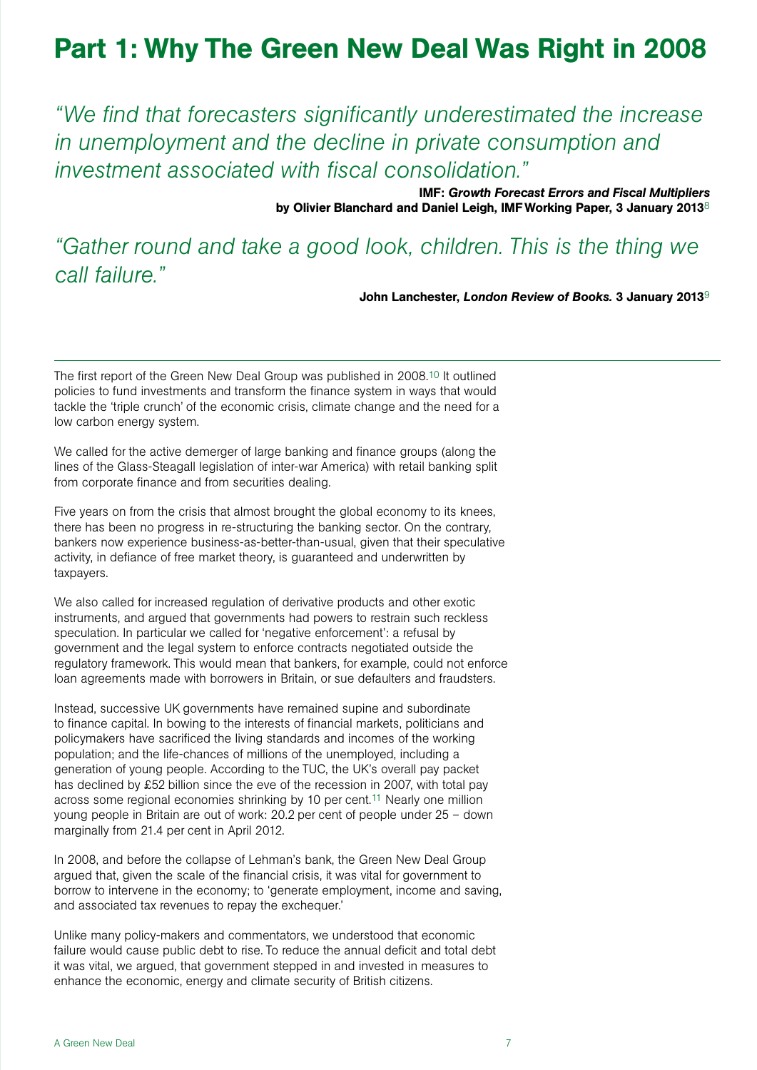# Part 1: Why The Green New Deal Was Right in 2008

*"We find that forecasters significantly underestimated the increase in unemployment and the decline in private consumption and investment associated with fiscal consolidation."*

**IMF: *Growth Forecast Errors and Fiscal Multipliers* by Olivier Blanchard and Daniel Leigh, IMF Working Paper, 3 January 2013**[8]

*"Gather round and take a good look, children. This is the thing we call failure."*

**John Lanchester, *London Review of Books.* 3 January 2013**[9]

---

The first report of the Green New Deal Group was published in 2008.[10] It outlined policies to fund investments and transform the finance system in ways that would tackle the 'triple crunch' of the economic crisis, climate change and the need for a low carbon energy system.

We called for the active demerger of large banking and finance groups (along the lines of the Glass-Steagall legislation of inter-war America) with retail banking split from corporate finance and from securities dealing.

Five years on from the crisis that almost brought the global economy to its knees, there has been no progress in re-structuring the banking sector. On the contrary, bankers now experience business-as-better-than-usual, given that their speculative activity, in defiance of free market theory, is guaranteed and underwritten by taxpayers.

We also called for increased regulation of derivative products and other exotic instruments, and argued that governments had powers to restrain such reckless speculation. In particular we called for 'negative enforcement': a refusal by government and the legal system to enforce contracts negotiated outside the regulatory framework. This would mean that bankers, for example, could not enforce loan agreements made with borrowers in Britain, or sue defaulters and fraudsters.

Instead, successive UK governments have remained supine and subordinate to finance capital. In bowing to the interests of financial markets, politicians and policymakers have sacrificed the living standards and incomes of the working population; and the life-chances of millions of the unemployed, including a generation of young people. According to the TUC, the UK's overall pay packet has declined by £52 billion since the eve of the recession in 2007, with total pay across some regional economies shrinking by 10 per cent.[11] Nearly one million young people in Britain are out of work: 20.2 per cent of people under 25 – down marginally from 21.4 per cent in April 2012.

In 2008, and before the collapse of Lehman's bank, the Green New Deal Group argued that, given the scale of the financial crisis, it was vital for government to borrow to intervene in the economy; to 'generate employment, income and saving, and associated tax revenues to repay the exchequer.'

Unlike many policy-makers and commentators, we understood that economic failure would cause public debt to rise. To reduce the annual deficit and total debt it was vital, we argued, that government stepped in and invested in measures to enhance the economic, energy and climate security of British citizens.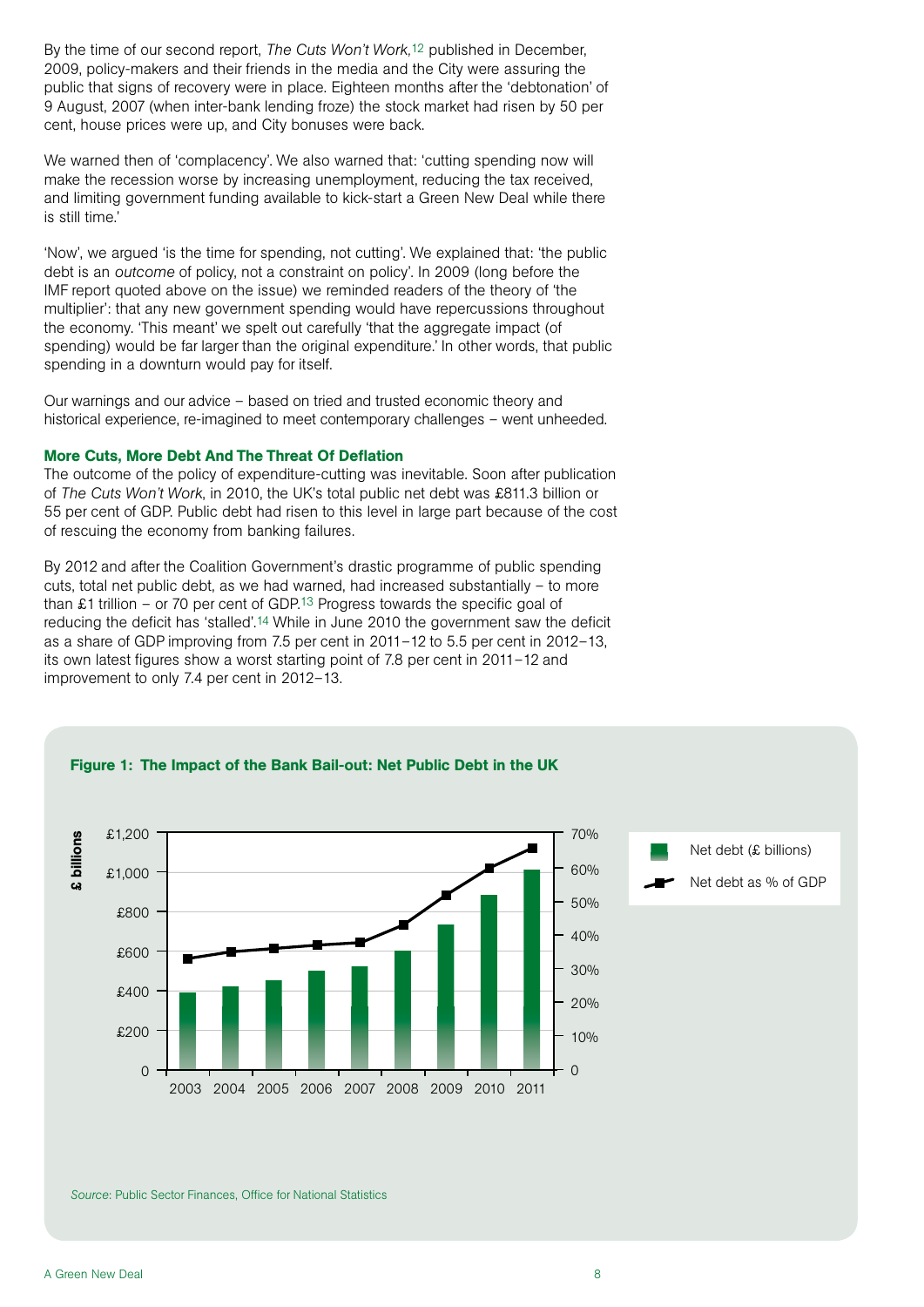By the time of our second report, *The Cuts Won't Work*,[12] published in December, 2009, policy-makers and their friends in the media and the City were assuring the public that signs of recovery were in place. Eighteen months after the 'debtonation' of 9 August, 2007 (when inter-bank lending froze) the stock market had risen by 50 per cent, house prices were up, and City bonuses were back.

We warned then of 'complacency'. We also warned that: 'cutting spending now will make the recession worse by increasing unemployment, reducing the tax received, and limiting government funding available to kick-start a Green New Deal while there is still time.'

'Now', we argued 'is the time for spending, not cutting'. We explained that: 'the public debt is an *outcome* of policy, not a constraint on policy'. In 2009 (long before the IMF report quoted above on the issue) we reminded readers of the theory of 'the multiplier': that any new government spending would have repercussions throughout the economy. 'This meant' we spelt out carefully 'that the aggregate impact (of spending) would be far larger than the original expenditure.' In other words, that public spending in a downturn would pay for itself.

Our warnings and our advice – based on tried and trusted economic theory and historical experience, re-imagined to meet contemporary challenges – went unheeded.

### More Cuts, More Debt And The Threat Of Deflation

The outcome of the policy of expenditure-cutting was inevitable. Soon after publication of *The Cuts Won't Work*, in 2010, the UK's total public net debt was £811.3 billion or 55 per cent of GDP. Public debt had risen to this level in large part because of the cost of rescuing the economy from banking failures.

By 2012 and after the Coalition Government's drastic programme of public spending cuts, total net public debt, as we had warned, had increased substantially – to more than £1 trillion – or 70 per cent of GDP.[13] Progress towards the specific goal of reducing the deficit has 'stalled'.[14] While in June 2010 the government saw the deficit as a share of GDP improving from 7.5 per cent in 2011–12 to 5.5 per cent in 2012–13, its own latest figures show a worst starting point of 7.8 per cent in 2011–12 and improvement to only 7.4 per cent in 2012–13.

**Figure 1: The Impact of the Bank Bail-out: Net Public Debt in the UK**

*Source*: Public Sector Finances, Office for National Statistics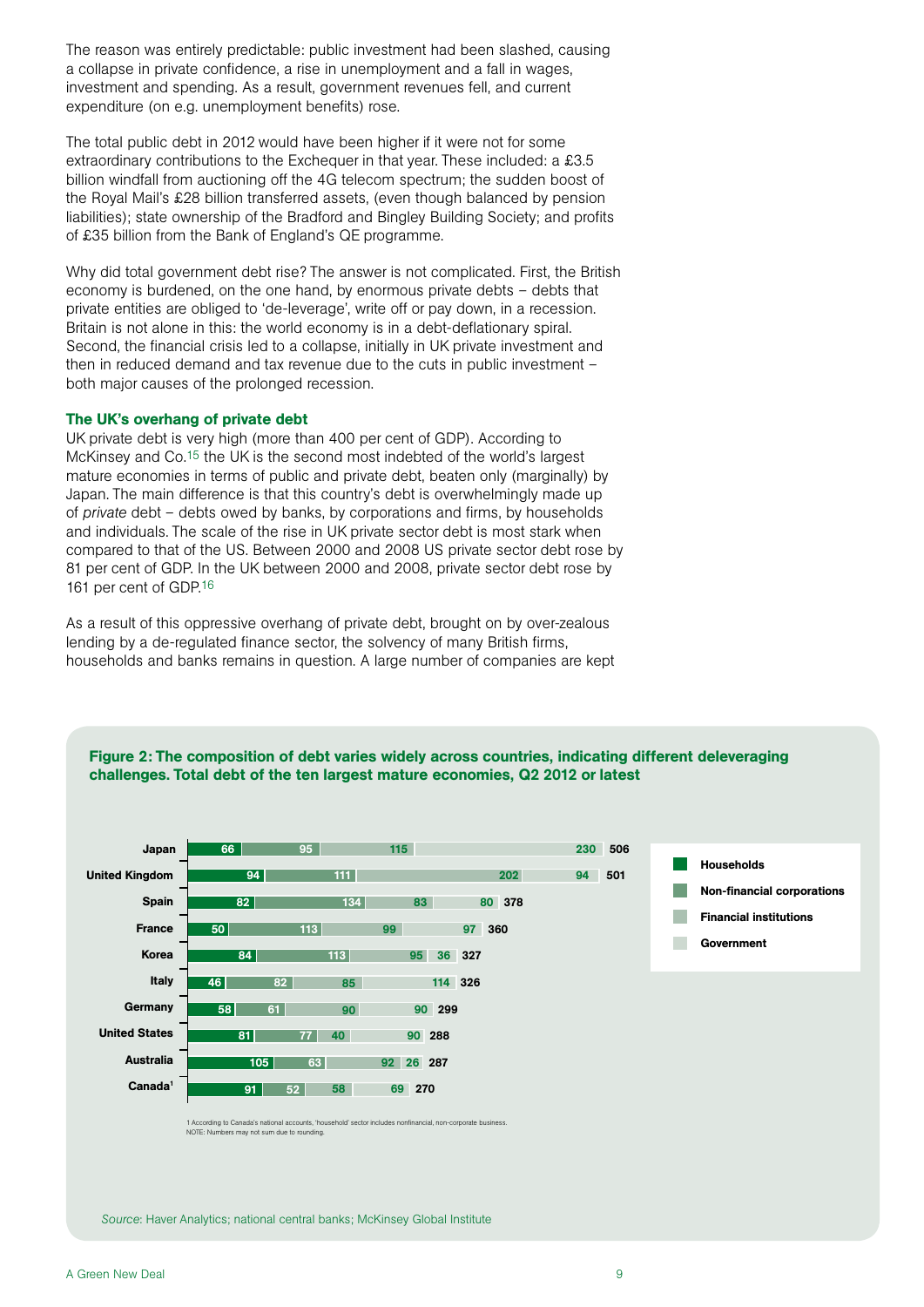The reason was entirely predictable: public investment had been slashed, causing a collapse in private confidence, a rise in unemployment and a fall in wages, investment and spending. As a result, government revenues fell, and current expenditure (on e.g. unemployment benefits) rose.

The total public debt in 2012 would have been higher if it were not for some extraordinary contributions to the Exchequer in that year. These included: a £3.5 billion windfall from auctioning off the 4G telecom spectrum; the sudden boost of the Royal Mail's £28 billion transferred assets, (even though balanced by pension liabilities); state ownership of the Bradford and Bingley Building Society; and profits of £35 billion from the Bank of England's QE programme.

Why did total government debt rise? The answer is not complicated. First, the British economy is burdened, on the one hand, by enormous private debts – debts that private entities are obliged to 'de-leverage', write off or pay down, in a recession. Britain is not alone in this: the world economy is in a debt-deflationary spiral. Second, the financial crisis led to a collapse, initially in UK private investment and then in reduced demand and tax revenue due to the cuts in public investment – both major causes of the prolonged recession.

### The UK's overhang of private debt

UK private debt is very high (more than 400 per cent of GDP). According to McKinsey and Co.[15] the UK is the second most indebted of the world's largest mature economies in terms of public and private debt, beaten only (marginally) by Japan. The main difference is that this country's debt is overwhelmingly made up of *private* debt – debts owed by banks, by corporations and firms, by households and individuals. The scale of the rise in UK private sector debt is most stark when compared to that of the US. Between 2000 and 2008 US private sector debt rose by 81 per cent of GDP. In the UK between 2000 and 2008, private sector debt rose by 161 per cent of GDP.[16]

As a result of this oppressive overhang of private debt, brought on by over-zealous lending by a de-regulated finance sector, the solvency of many British firms, households and banks remains in question. A large number of companies are kept

**Figure 2: The composition of debt varies widely across countries, indicating different deleveraging challenges. Total debt of the ten largest mature economies, Q2 2012 or latest**

| Country | Households | Non-financial corporations | Financial institutions | Government | Total |
|---|---|---|---|---|---|
| Japan | 66 | 95 | 115 | 230 | 506 |
| United Kingdom | 94 | 111 | 202 | 94 | 501 |
| Spain | 82 | 134 | 83 | 80 | 378 |
| France | 50 | 113 | 99 | 97 | 360 |
| Korea | 84 | 113 | 95 | 36 | 327 |
| Italy | 46 | 82 | 85 | 114 | 326 |
| Germany | 58 | 61 | 90 | 90 | 299 |
| United States | 81 | 77 | 40 | 90 | 288 |
| Australia | 105 | 63 | 92 | 26 | 287 |
| Canada[1] | 91 | 52 | 58 | 69 | 270 |

1 According to Canada's national accounts, 'household' sector includes nonfinancial, non-corporate business.
NOTE: Numbers may not sum due to rounding.

*Source:* Haver Analytics; national central banks; McKinsey Global Institute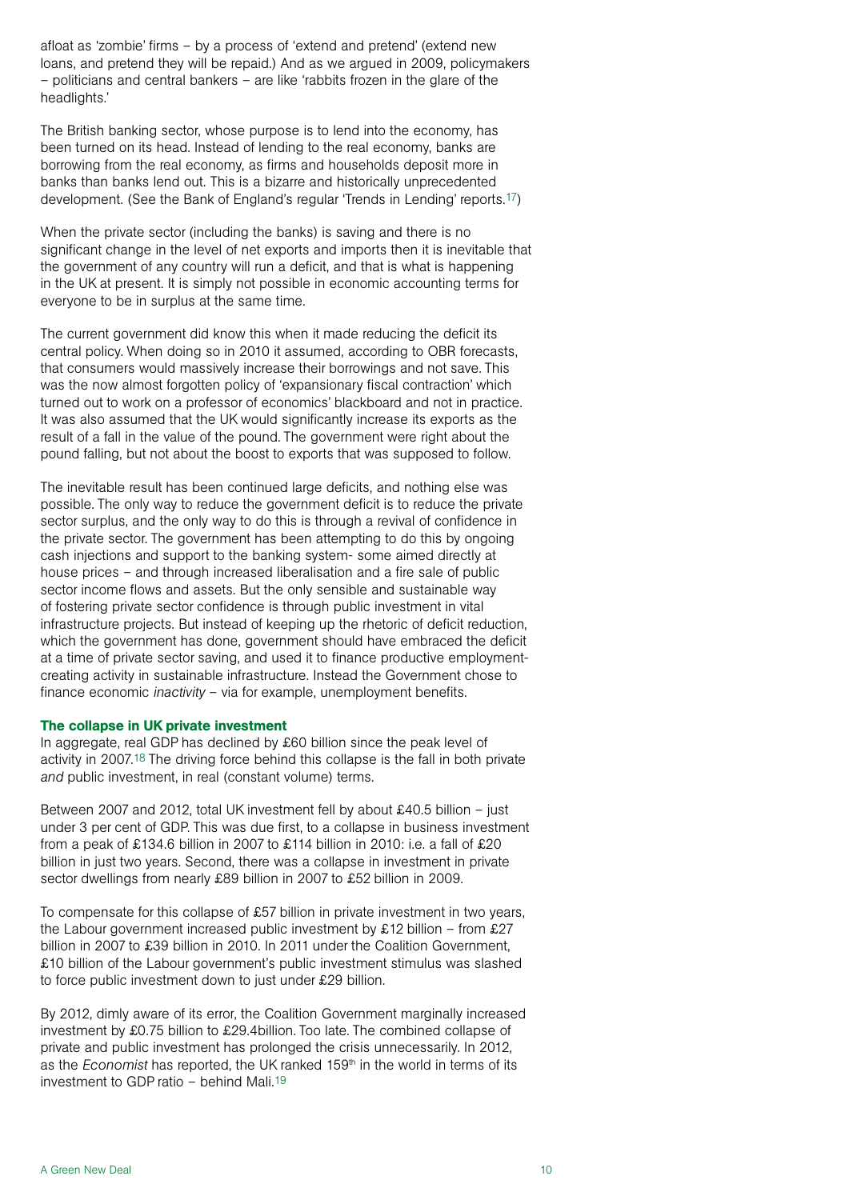afloat as 'zombie' firms – by a process of 'extend and pretend' (extend new loans, and pretend they will be repaid.) And as we argued in 2009, policymakers – politicians and central bankers – are like 'rabbits frozen in the glare of the headlights.'

The British banking sector, whose purpose is to lend into the economy, has been turned on its head. Instead of lending to the real economy, banks are borrowing from the real economy, as firms and households deposit more in banks than banks lend out. This is a bizarre and historically unprecedented development. (See the Bank of England's regular 'Trends in Lending' reports.[17])

When the private sector (including the banks) is saving and there is no significant change in the level of net exports and imports then it is inevitable that the government of any country will run a deficit, and that is what is happening in the UK at present. It is simply not possible in economic accounting terms for everyone to be in surplus at the same time.

The current government did know this when it made reducing the deficit its central policy. When doing so in 2010 it assumed, according to OBR forecasts, that consumers would massively increase their borrowings and not save. This was the now almost forgotten policy of 'expansionary fiscal contraction' which turned out to work on a professor of economics' blackboard and not in practice. It was also assumed that the UK would significantly increase its exports as the result of a fall in the value of the pound. The government were right about the pound falling, but not about the boost to exports that was supposed to follow.

The inevitable result has been continued large deficits, and nothing else was possible. The only way to reduce the government deficit is to reduce the private sector surplus, and the only way to do this is through a revival of confidence in the private sector. The government has been attempting to do this by ongoing cash injections and support to the banking system- some aimed directly at house prices – and through increased liberalisation and a fire sale of public sector income flows and assets. But the only sensible and sustainable way of fostering private sector confidence is through public investment in vital infrastructure projects. But instead of keeping up the rhetoric of deficit reduction, which the government has done, government should have embraced the deficit at a time of private sector saving, and used it to finance productive employment-creating activity in sustainable infrastructure. Instead the Government chose to finance economic *inactivity* – via for example, unemployment benefits.

### The collapse in UK private investment

In aggregate, real GDP has declined by £60 billion since the peak level of activity in 2007.[18] The driving force behind this collapse is the fall in both private *and* public investment, in real (constant volume) terms.

Between 2007 and 2012, total UK investment fell by about £40.5 billion – just under 3 per cent of GDP. This was due first, to a collapse in business investment from a peak of £134.6 billion in 2007 to £114 billion in 2010: i.e. a fall of £20 billion in just two years. Second, there was a collapse in investment in private sector dwellings from nearly £89 billion in 2007 to £52 billion in 2009.

To compensate for this collapse of £57 billion in private investment in two years, the Labour government increased public investment by £12 billion – from £27 billion in 2007 to £39 billion in 2010. In 2011 under the Coalition Government, £10 billion of the Labour government's public investment stimulus was slashed to force public investment down to just under £29 billion.

By 2012, dimly aware of its error, the Coalition Government marginally increased investment by £0.75 billion to £29.4billion. Too late. The combined collapse of private and public investment has prolonged the crisis unnecessarily. In 2012, as the *Economist* has reported, the UK ranked 159th in the world in terms of its investment to GDP ratio – behind Mali.[19]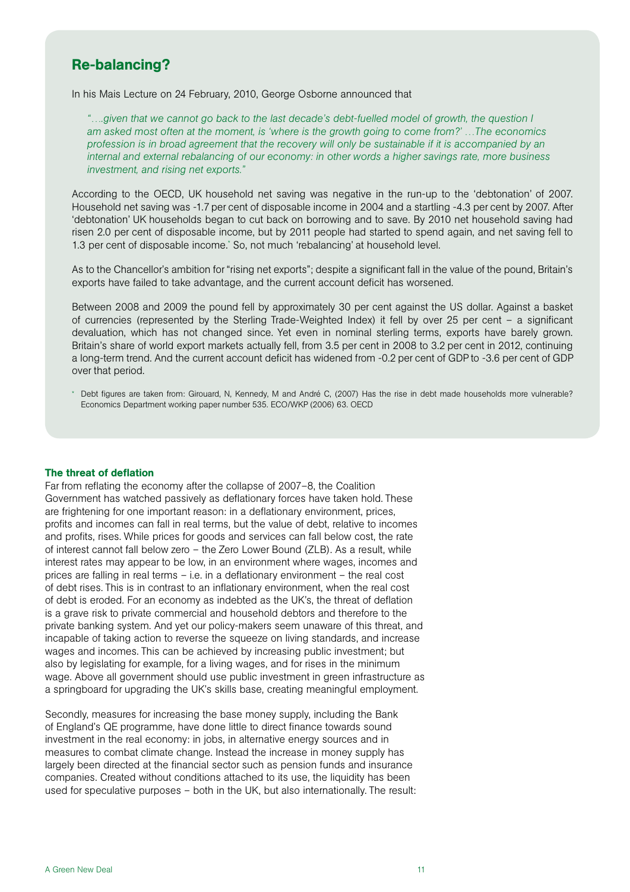## Re-balancing?

In his Mais Lecture on 24 February, 2010, George Osborne announced that

> *"….given that we cannot go back to the last decade's debt-fuelled model of growth, the question I am asked most often at the moment, is 'where is the growth going to come from?' …The economics profession is in broad agreement that the recovery will only be sustainable if it is accompanied by an internal and external rebalancing of our economy: in other words a higher savings rate, more business investment, and rising net exports."*

According to the OECD, UK household net saving was negative in the run-up to the 'debtonation' of 2007. Household net saving was -1.7 per cent of disposable income in 2004 and a startling -4.3 per cent by 2007. After 'debtonation' UK households began to cut back on borrowing and to save. By 2010 net household saving had risen 2.0 per cent of disposable income, but by 2011 people had started to spend again, and net saving fell to 1.3 per cent of disposable income.* So, not much 'rebalancing' at household level.

As to the Chancellor's ambition for "rising net exports"; despite a significant fall in the value of the pound, Britain's exports have failed to take advantage, and the current account deficit has worsened.

Between 2008 and 2009 the pound fell by approximately 30 per cent against the US dollar. Against a basket of currencies (represented by the Sterling Trade-Weighted Index) it fell by over 25 per cent – a significant devaluation, which has not changed since. Yet even in nominal sterling terms, exports have barely grown. Britain's share of world export markets actually fell, from 3.5 per cent in 2008 to 3.2 per cent in 2012, continuing a long-term trend. And the current account deficit has widened from -0.2 per cent of GDP to -3.6 per cent of GDP over that period.

\* Debt figures are taken from: Girouard, N, Kennedy, M and André C, (2007) Has the rise in debt made households more vulnerable? Economics Department working paper number 535. ECO/WKP (2006) 63. OECD

### The threat of deflation

Far from reflating the economy after the collapse of 2007–8, the Coalition Government has watched passively as deflationary forces have taken hold. These are frightening for one important reason: in a deflationary environment, prices, profits and incomes can fall in real terms, but the value of debt, relative to incomes and profits, rises. While prices for goods and services can fall below cost, the rate of interest cannot fall below zero – the Zero Lower Bound (ZLB). As a result, while interest rates may appear to be low, in an environment where wages, incomes and prices are falling in real terms – i.e. in a deflationary environment – the real cost of debt rises. This is in contrast to an inflationary environment, when the real cost of debt is eroded. For an economy as indebted as the UK's, the threat of deflation is a grave risk to private commercial and household debtors and therefore to the private banking system. And yet our policy-makers seem unaware of this threat, and incapable of taking action to reverse the squeeze on living standards, and increase wages and incomes. This can be achieved by increasing public investment; but also by legislating for example, for a living wages, and for rises in the minimum wage. Above all government should use public investment in green infrastructure as a springboard for upgrading the UK's skills base, creating meaningful employment.

Secondly, measures for increasing the base money supply, including the Bank of England's QE programme, have done little to direct finance towards sound investment in the real economy: in jobs, in alternative energy sources and in measures to combat climate change. Instead the increase in money supply has largely been directed at the financial sector such as pension funds and insurance companies. Created without conditions attached to its use, the liquidity has been used for speculative purposes – both in the UK, but also internationally. The result: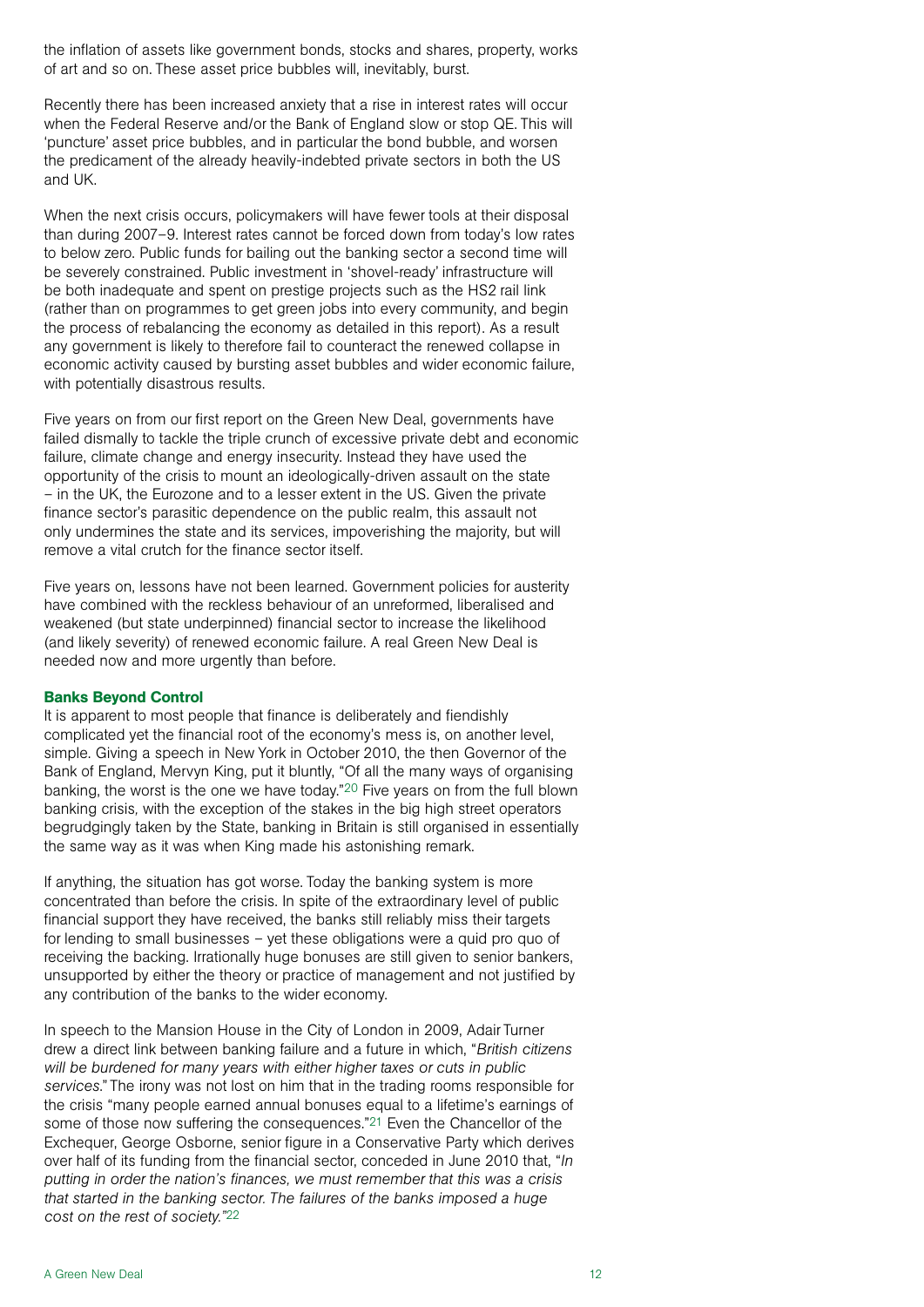the inflation of assets like government bonds, stocks and shares, property, works of art and so on. These asset price bubbles will, inevitably, burst.

Recently there has been increased anxiety that a rise in interest rates will occur when the Federal Reserve and/or the Bank of England slow or stop QE. This will 'puncture' asset price bubbles, and in particular the bond bubble, and worsen the predicament of the already heavily-indebted private sectors in both the US and UK.

When the next crisis occurs, policymakers will have fewer tools at their disposal than during 2007–9. Interest rates cannot be forced down from today's low rates to below zero. Public funds for bailing out the banking sector a second time will be severely constrained. Public investment in 'shovel-ready' infrastructure will be both inadequate and spent on prestige projects such as the HS2 rail link (rather than on programmes to get green jobs into every community, and begin the process of rebalancing the economy as detailed in this report). As a result any government is likely to therefore fail to counteract the renewed collapse in economic activity caused by bursting asset bubbles and wider economic failure, with potentially disastrous results.

Five years on from our first report on the Green New Deal, governments have failed dismally to tackle the triple crunch of excessive private debt and economic failure, climate change and energy insecurity. Instead they have used the opportunity of the crisis to mount an ideologically-driven assault on the state – in the UK, the Eurozone and to a lesser extent in the US. Given the private finance sector's parasitic dependence on the public realm, this assault not only undermines the state and its services, impoverishing the majority, but will remove a vital crutch for the finance sector itself.

Five years on, lessons have not been learned. Government policies for austerity have combined with the reckless behaviour of an unreformed, liberalised and weakened (but state underpinned) financial sector to increase the likelihood (and likely severity) of renewed economic failure. A real Green New Deal is needed now and more urgently than before.

## Banks Beyond Control

It is apparent to most people that finance is deliberately and fiendishly complicated yet the financial root of the economy's mess is, on another level, simple. Giving a speech in New York in October 2010, the then Governor of the Bank of England, Mervyn King, put it bluntly, "Of all the many ways of organising banking, the worst is the one we have today."[20] Five years on from the full blown banking crisis, with the exception of the stakes in the big high street operators begrudgingly taken by the State, banking in Britain is still organised in essentially the same way as it was when King made his astonishing remark.

If anything, the situation has got worse. Today the banking system is more concentrated than before the crisis. In spite of the extraordinary level of public financial support they have received, the banks still reliably miss their targets for lending to small businesses – yet these obligations were a quid pro quo of receiving the backing. Irrationally huge bonuses are still given to senior bankers, unsupported by either the theory or practice of management and not justified by any contribution of the banks to the wider economy.

In speech to the Mansion House in the City of London in 2009, Adair Turner drew a direct link between banking failure and a future in which, "*British citizens will be burdened for many years with either higher taxes or cuts in public services.*" The irony was not lost on him that in the trading rooms responsible for the crisis "many people earned annual bonuses equal to a lifetime's earnings of some of those now suffering the consequences."[21] Even the Chancellor of the Exchequer, George Osborne, senior figure in a Conservative Party which derives over half of its funding from the financial sector, conceded in June 2010 that, "*In putting in order the nation's finances, we must remember that this was a crisis that started in the banking sector. The failures of the banks imposed a huge cost on the rest of society.*"[22]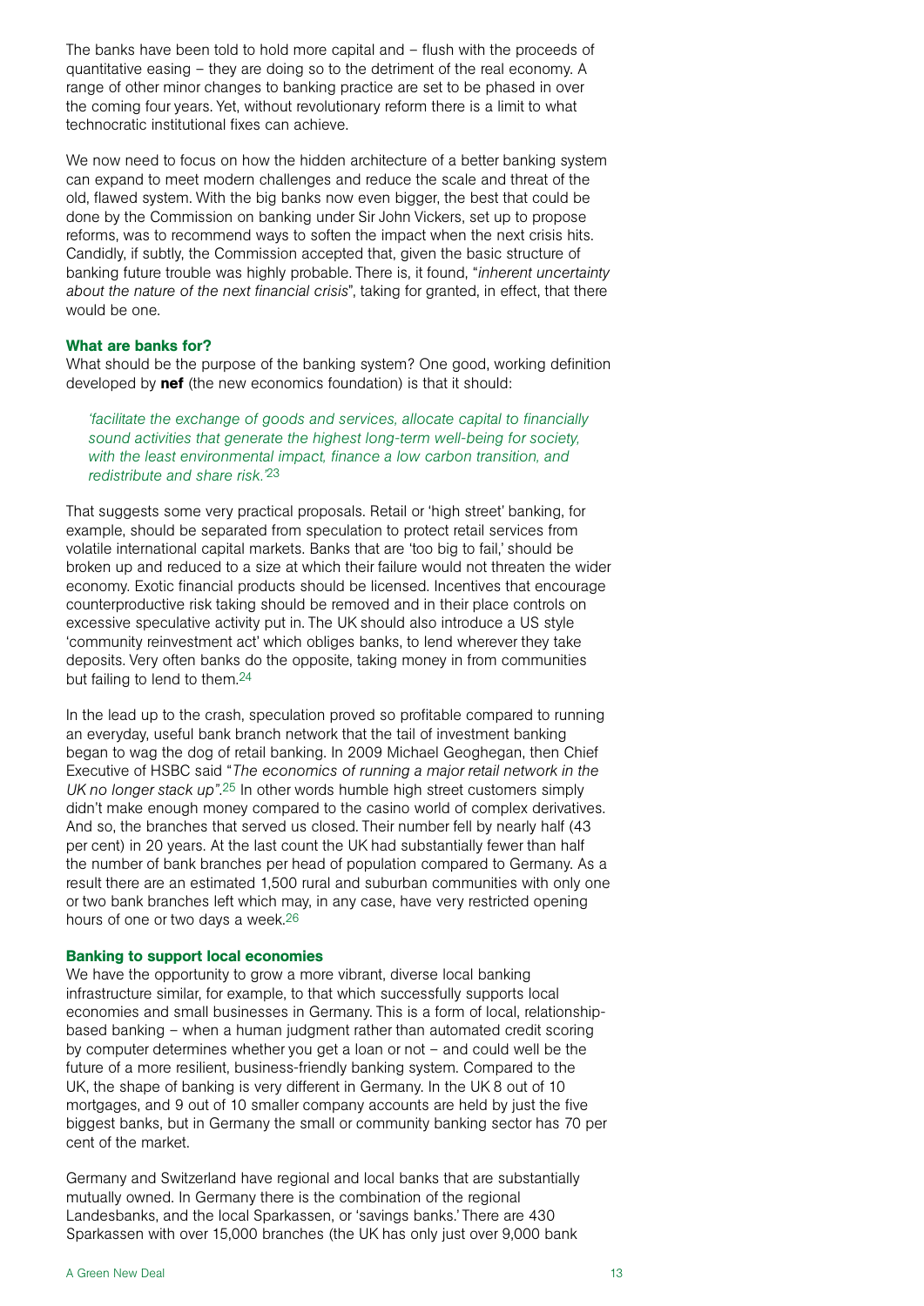The banks have been told to hold more capital and – flush with the proceeds of quantitative easing – they are doing so to the detriment of the real economy. A range of other minor changes to banking practice are set to be phased in over the coming four years. Yet, without revolutionary reform there is a limit to what technocratic institutional fixes can achieve.

We now need to focus on how the hidden architecture of a better banking system can expand to meet modern challenges and reduce the scale and threat of the old, flawed system. With the big banks now even bigger, the best that could be done by the Commission on banking under Sir John Vickers, set up to propose reforms, was to recommend ways to soften the impact when the next crisis hits. Candidly, if subtly, the Commission accepted that, given the basic structure of banking future trouble was highly probable. There is, it found, "*inherent uncertainty about the nature of the next financial crisis*", taking for granted, in effect, that there would be one.

### What are banks for?

What should be the purpose of the banking system? One good, working definition developed by **nef** (the new economics foundation) is that it should:

> *'facilitate the exchange of goods and services, allocate capital to financially sound activities that generate the highest long-term well-being for society, with the least environmental impact, finance a low carbon transition, and redistribute and share risk.'*[23]

That suggests some very practical proposals. Retail or 'high street' banking, for example, should be separated from speculation to protect retail services from volatile international capital markets. Banks that are 'too big to fail,' should be broken up and reduced to a size at which their failure would not threaten the wider economy. Exotic financial products should be licensed. Incentives that encourage counterproductive risk taking should be removed and in their place controls on excessive speculative activity put in. The UK should also introduce a US style 'community reinvestment act' which obliges banks, to lend wherever they take deposits. Very often banks do the opposite, taking money in from communities but failing to lend to them.[24]

In the lead up to the crash, speculation proved so profitable compared to running an everyday, useful bank branch network that the tail of investment banking began to wag the dog of retail banking. In 2009 Michael Geoghegan, then Chief Executive of HSBC said "*The economics of running a major retail network in the UK no longer stack up"*.[25] In other words humble high street customers simply didn't make enough money compared to the casino world of complex derivatives. And so, the branches that served us closed. Their number fell by nearly half (43 per cent) in 20 years. At the last count the UK had substantially fewer than half the number of bank branches per head of population compared to Germany. As a result there are an estimated 1,500 rural and suburban communities with only one or two bank branches left which may, in any case, have very restricted opening hours of one or two days a week.[26]

### Banking to support local economies

We have the opportunity to grow a more vibrant, diverse local banking infrastructure similar, for example, to that which successfully supports local economies and small businesses in Germany. This is a form of local, relationship-based banking – when a human judgment rather than automated credit scoring by computer determines whether you get a loan or not – and could well be the future of a more resilient, business-friendly banking system. Compared to the UK, the shape of banking is very different in Germany. In the UK 8 out of 10 mortgages, and 9 out of 10 smaller company accounts are held by just the five biggest banks, but in Germany the small or community banking sector has 70 per cent of the market.

Germany and Switzerland have regional and local banks that are substantially mutually owned. In Germany there is the combination of the regional Landesbanks, and the local Sparkassen, or 'savings banks.' There are 430 Sparkassen with over 15,000 branches (the UK has only just over 9,000 bank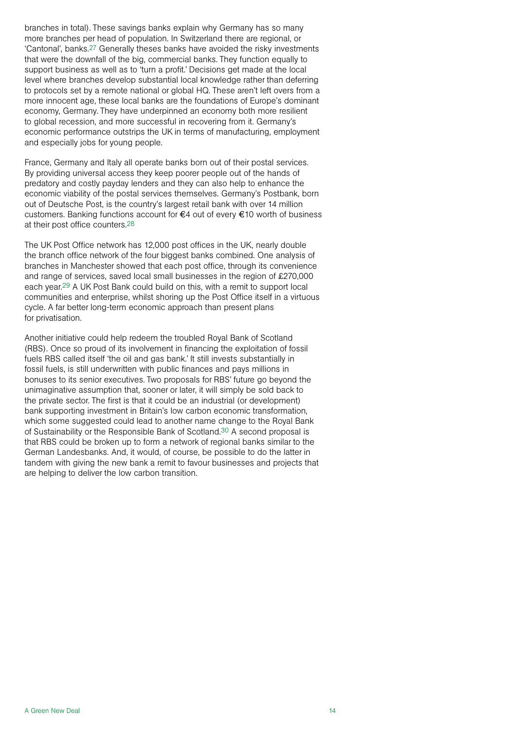branches in total). These savings banks explain why Germany has so many more branches per head of population. In Switzerland there are regional, or 'Cantonal', banks.[27] Generally theses banks have avoided the risky investments that were the downfall of the big, commercial banks. They function equally to support business as well as to 'turn a profit.' Decisions get made at the local level where branches develop substantial local knowledge rather than deferring to protocols set by a remote national or global HQ. These aren't left overs from a more innocent age, these local banks are the foundations of Europe's dominant economy, Germany. They have underpinned an economy both more resilient to global recession, and more successful in recovering from it. Germany's economic performance outstrips the UK in terms of manufacturing, employment and especially jobs for young people.

France, Germany and Italy all operate banks born out of their postal services. By providing universal access they keep poorer people out of the hands of predatory and costly payday lenders and they can also help to enhance the economic viability of the postal services themselves. Germany's Postbank, born out of Deutsche Post, is the country's largest retail bank with over 14 million customers. Banking functions account for €4 out of every €10 worth of business at their post office counters.[28]

The UK Post Office network has 12,000 post offices in the UK, nearly double the branch office network of the four biggest banks combined. One analysis of branches in Manchester showed that each post office, through its convenience and range of services, saved local small businesses in the region of £270,000 each year.[29] A UK Post Bank could build on this, with a remit to support local communities and enterprise, whilst shoring up the Post Office itself in a virtuous cycle. A far better long-term economic approach than present plans for privatisation.

Another initiative could help redeem the troubled Royal Bank of Scotland (RBS). Once so proud of its involvement in financing the exploitation of fossil fuels RBS called itself 'the oil and gas bank.' It still invests substantially in fossil fuels, is still underwritten with public finances and pays millions in bonuses to its senior executives. Two proposals for RBS' future go beyond the unimaginative assumption that, sooner or later, it will simply be sold back to the private sector. The first is that it could be an industrial (or development) bank supporting investment in Britain's low carbon economic transformation, which some suggested could lead to another name change to the Royal Bank of Sustainability or the Responsible Bank of Scotland.[30] A second proposal is that RBS could be broken up to form a network of regional banks similar to the German Landesbanks. And, it would, of course, be possible to do the latter in tandem with giving the new bank a remit to favour businesses and projects that are helping to deliver the low carbon transition.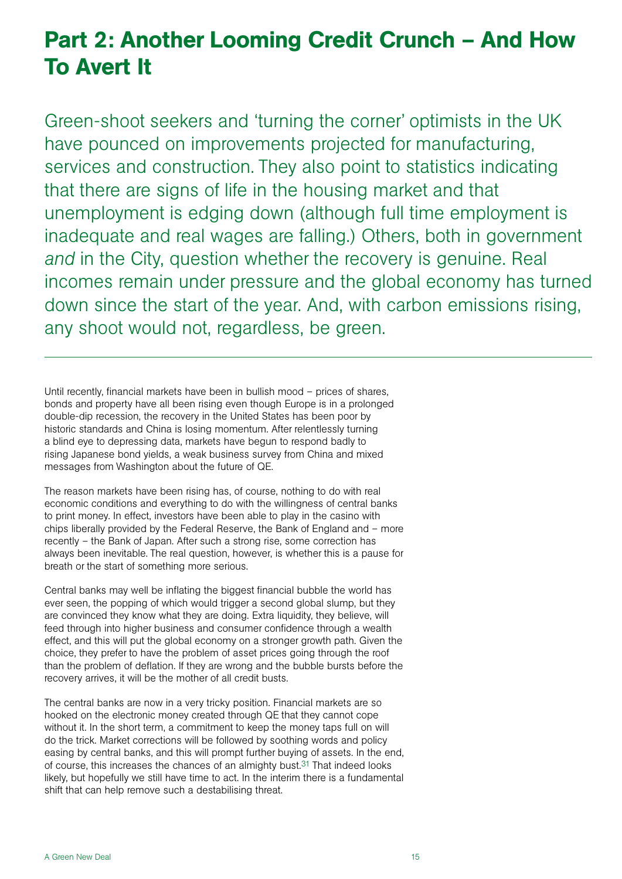# Part 2: Another Looming Credit Crunch – And How To Avert It

Green-shoot seekers and 'turning the corner' optimists in the UK have pounced on improvements projected for manufacturing, services and construction. They also point to statistics indicating that there are signs of life in the housing market and that unemployment is edging down (although full time employment is inadequate and real wages are falling.) Others, both in government *and* in the City, question whether the recovery is genuine. Real incomes remain under pressure and the global economy has turned down since the start of the year. And, with carbon emissions rising, any shoot would not, regardless, be green.

---

Until recently, financial markets have been in bullish mood – prices of shares, bonds and property have all been rising even though Europe is in a prolonged double-dip recession, the recovery in the United States has been poor by historic standards and China is losing momentum. After relentlessly turning a blind eye to depressing data, markets have begun to respond badly to rising Japanese bond yields, a weak business survey from China and mixed messages from Washington about the future of QE.

The reason markets have been rising has, of course, nothing to do with real economic conditions and everything to do with the willingness of central banks to print money. In effect, investors have been able to play in the casino with chips liberally provided by the Federal Reserve, the Bank of England and – more recently – the Bank of Japan. After such a strong rise, some correction has always been inevitable. The real question, however, is whether this is a pause for breath or the start of something more serious.

Central banks may well be inflating the biggest financial bubble the world has ever seen, the popping of which would trigger a second global slump, but they are convinced they know what they are doing. Extra liquidity, they believe, will feed through into higher business and consumer confidence through a wealth effect, and this will put the global economy on a stronger growth path. Given the choice, they prefer to have the problem of asset prices going through the roof than the problem of deflation. If they are wrong and the bubble bursts before the recovery arrives, it will be the mother of all credit busts.

The central banks are now in a very tricky position. Financial markets are so hooked on the electronic money created through QE that they cannot cope without it. In the short term, a commitment to keep the money taps full on will do the trick. Market corrections will be followed by soothing words and policy easing by central banks, and this will prompt further buying of assets. In the end, of course, this increases the chances of an almighty bust.[31] That indeed looks likely, but hopefully we still have time to act. In the interim there is a fundamental shift that can help remove such a destabilising threat.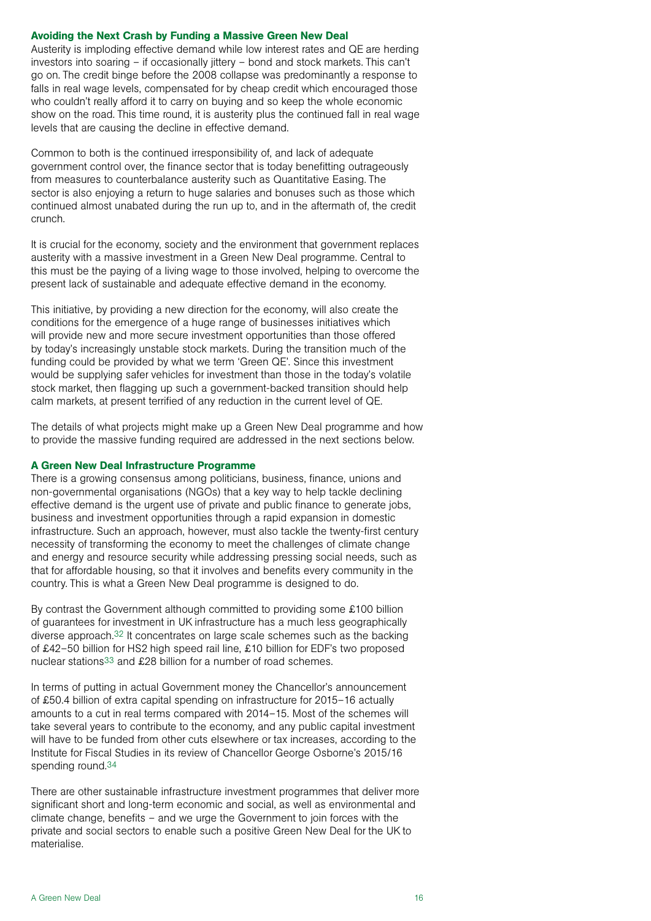### Avoiding the Next Crash by Funding a Massive Green New Deal

Austerity is imploding effective demand while low interest rates and QE are herding investors into soaring – if occasionally jittery – bond and stock markets. This can't go on. The credit binge before the 2008 collapse was predominantly a response to falls in real wage levels, compensated for by cheap credit which encouraged those who couldn't really afford it to carry on buying and so keep the whole economic show on the road. This time round, it is austerity plus the continued fall in real wage levels that are causing the decline in effective demand.

Common to both is the continued irresponsibility of, and lack of adequate government control over, the finance sector that is today benefitting outrageously from measures to counterbalance austerity such as Quantitative Easing. The sector is also enjoying a return to huge salaries and bonuses such as those which continued almost unabated during the run up to, and in the aftermath of, the credit crunch.

It is crucial for the economy, society and the environment that government replaces austerity with a massive investment in a Green New Deal programme. Central to this must be the paying of a living wage to those involved, helping to overcome the present lack of sustainable and adequate effective demand in the economy.

This initiative, by providing a new direction for the economy, will also create the conditions for the emergence of a huge range of businesses initiatives which will provide new and more secure investment opportunities than those offered by today's increasingly unstable stock markets. During the transition much of the funding could be provided by what we term 'Green QE'. Since this investment would be supplying safer vehicles for investment than those in the today's volatile stock market, then flagging up such a government-backed transition should help calm markets, at present terrified of any reduction in the current level of QE.

The details of what projects might make up a Green New Deal programme and how to provide the massive funding required are addressed in the next sections below.

### A Green New Deal Infrastructure Programme

There is a growing consensus among politicians, business, finance, unions and non-governmental organisations (NGOs) that a key way to help tackle declining effective demand is the urgent use of private and public finance to generate jobs, business and investment opportunities through a rapid expansion in domestic infrastructure. Such an approach, however, must also tackle the twenty-first century necessity of transforming the economy to meet the challenges of climate change and energy and resource security while addressing pressing social needs, such as that for affordable housing, so that it involves and benefits every community in the country. This is what a Green New Deal programme is designed to do.

By contrast the Government although committed to providing some £100 billion of guarantees for investment in UK infrastructure has a much less geographically diverse approach.[32] It concentrates on large scale schemes such as the backing of £42–50 billion for HS2 high speed rail line, £10 billion for EDF's two proposed nuclear stations[33] and £28 billion for a number of road schemes.

In terms of putting in actual Government money the Chancellor's announcement of £50.4 billion of extra capital spending on infrastructure for 2015–16 actually amounts to a cut in real terms compared with 2014–15. Most of the schemes will take several years to contribute to the economy, and any public capital investment will have to be funded from other cuts elsewhere or tax increases, according to the Institute for Fiscal Studies in its review of Chancellor George Osborne's 2015/16 spending round.[34]

There are other sustainable infrastructure investment programmes that deliver more significant short and long-term economic and social, as well as environmental and climate change, benefits – and we urge the Government to join forces with the private and social sectors to enable such a positive Green New Deal for the UK to materialise.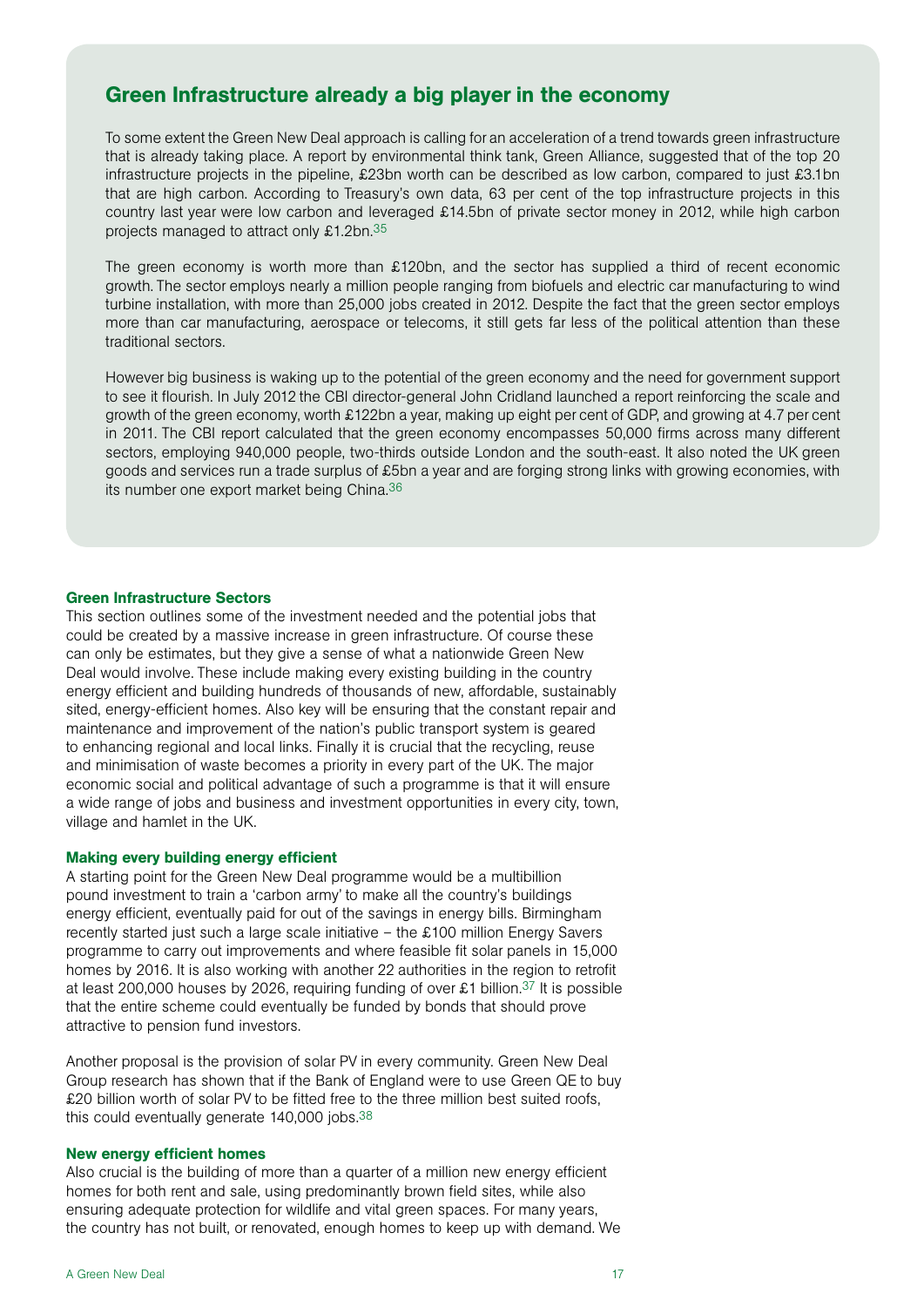## Green Infrastructure already a big player in the economy

To some extent the Green New Deal approach is calling for an acceleration of a trend towards green infrastructure that is already taking place. A report by environmental think tank, Green Alliance, suggested that of the top 20 infrastructure projects in the pipeline, £23bn worth can be described as low carbon, compared to just £3.1bn that are high carbon. According to Treasury's own data, 63 per cent of the top infrastructure projects in this country last year were low carbon and leveraged £14.5bn of private sector money in 2012, while high carbon projects managed to attract only £1.2bn.[35]

The green economy is worth more than £120bn, and the sector has supplied a third of recent economic growth. The sector employs nearly a million people ranging from biofuels and electric car manufacturing to wind turbine installation, with more than 25,000 jobs created in 2012. Despite the fact that the green sector employs more than car manufacturing, aerospace or telecoms, it still gets far less of the political attention than these traditional sectors.

However big business is waking up to the potential of the green economy and the need for government support to see it flourish. In July 2012 the CBI director-general John Cridland launched a report reinforcing the scale and growth of the green economy, worth £122bn a year, making up eight per cent of GDP, and growing at 4.7 per cent in 2011. The CBI report calculated that the green economy encompasses 50,000 firms across many different sectors, employing 940,000 people, two-thirds outside London and the south-east. It also noted the UK green goods and services run a trade surplus of £5bn a year and are forging strong links with growing economies, with its number one export market being China.[36]

### Green Infrastructure Sectors

This section outlines some of the investment needed and the potential jobs that could be created by a massive increase in green infrastructure. Of course these can only be estimates, but they give a sense of what a nationwide Green New Deal would involve. These include making every existing building in the country energy efficient and building hundreds of thousands of new, affordable, sustainably sited, energy-efficient homes. Also key will be ensuring that the constant repair and maintenance and improvement of the nation's public transport system is geared to enhancing regional and local links. Finally it is crucial that the recycling, reuse and minimisation of waste becomes a priority in every part of the UK. The major economic social and political advantage of such a programme is that it will ensure a wide range of jobs and business and investment opportunities in every city, town, village and hamlet in the UK.

### Making every building energy efficient

A starting point for the Green New Deal programme would be a multibillion pound investment to train a 'carbon army' to make all the country's buildings energy efficient, eventually paid for out of the savings in energy bills. Birmingham recently started just such a large scale initiative – the £100 million Energy Savers programme to carry out improvements and where feasible fit solar panels in 15,000 homes by 2016. It is also working with another 22 authorities in the region to retrofit at least 200,000 houses by 2026, requiring funding of over £1 billion.[37] It is possible that the entire scheme could eventually be funded by bonds that should prove attractive to pension fund investors.

Another proposal is the provision of solar PV in every community. Green New Deal Group research has shown that if the Bank of England were to use Green QE to buy £20 billion worth of solar PV to be fitted free to the three million best suited roofs, this could eventually generate 140,000 jobs.[38]

### New energy efficient homes

Also crucial is the building of more than a quarter of a million new energy efficient homes for both rent and sale, using predominantly brown field sites, while also ensuring adequate protection for wildlife and vital green spaces. For many years, the country has not built, or renovated, enough homes to keep up with demand. We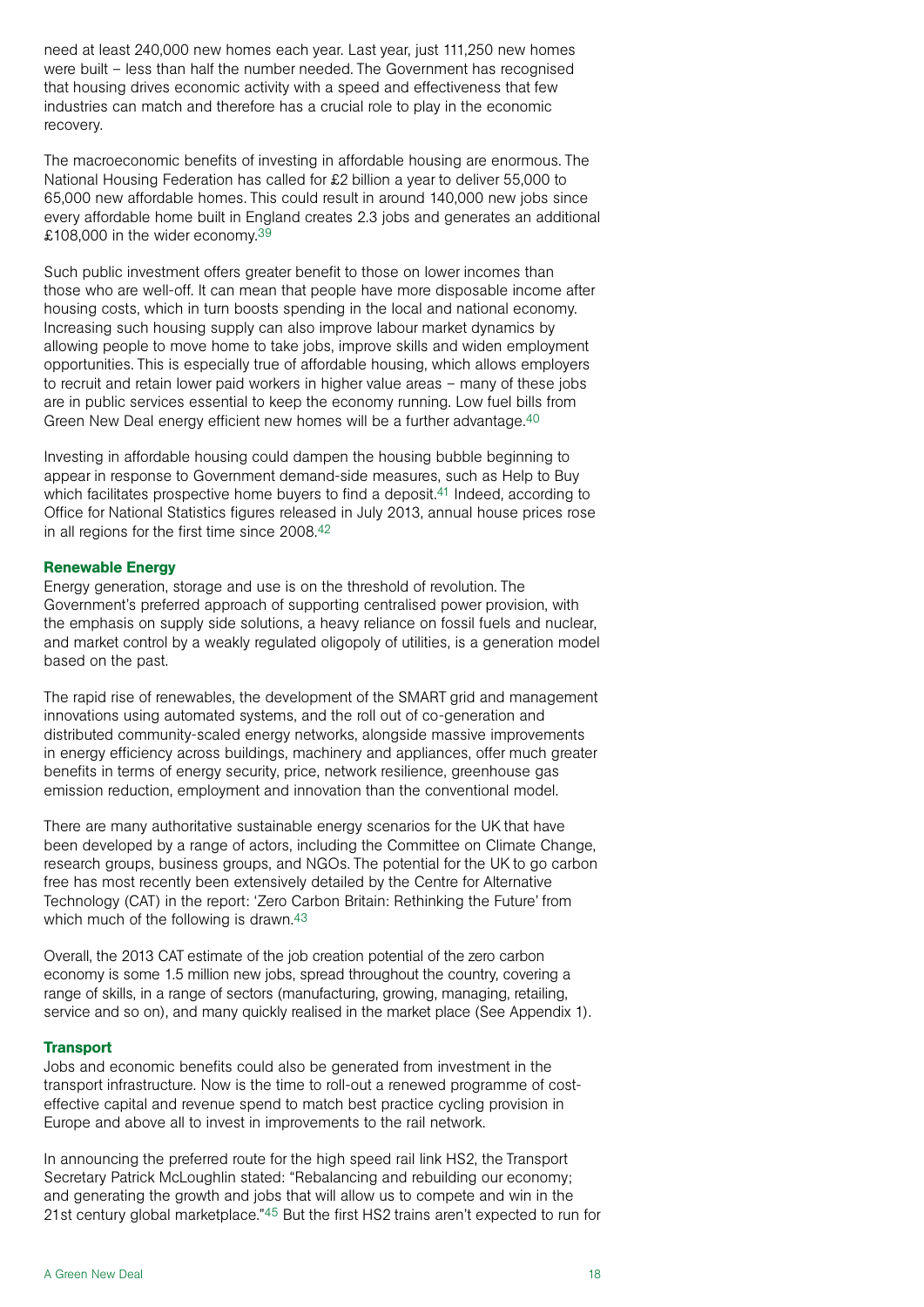need at least 240,000 new homes each year. Last year, just 111,250 new homes were built – less than half the number needed. The Government has recognised that housing drives economic activity with a speed and effectiveness that few industries can match and therefore has a crucial role to play in the economic recovery.

The macroeconomic benefits of investing in affordable housing are enormous. The National Housing Federation has called for £2 billion a year to deliver 55,000 to 65,000 new affordable homes. This could result in around 140,000 new jobs since every affordable home built in England creates 2.3 jobs and generates an additional £108,000 in the wider economy.[39]

Such public investment offers greater benefit to those on lower incomes than those who are well-off. It can mean that people have more disposable income after housing costs, which in turn boosts spending in the local and national economy. Increasing such housing supply can also improve labour market dynamics by allowing people to move home to take jobs, improve skills and widen employment opportunities. This is especially true of affordable housing, which allows employers to recruit and retain lower paid workers in higher value areas – many of these jobs are in public services essential to keep the economy running. Low fuel bills from Green New Deal energy efficient new homes will be a further advantage.[40]

Investing in affordable housing could dampen the housing bubble beginning to appear in response to Government demand-side measures, such as Help to Buy which facilitates prospective home buyers to find a deposit.[41] Indeed, according to Office for National Statistics figures released in July 2013, annual house prices rose in all regions for the first time since 2008.[42]

**Renewable Energy**

Energy generation, storage and use is on the threshold of revolution. The Government's preferred approach of supporting centralised power provision, with the emphasis on supply side solutions, a heavy reliance on fossil fuels and nuclear, and market control by a weakly regulated oligopoly of utilities, is a generation model based on the past.

The rapid rise of renewables, the development of the SMART grid and management innovations using automated systems, and the roll out of co-generation and distributed community-scaled energy networks, alongside massive improvements in energy efficiency across buildings, machinery and appliances, offer much greater benefits in terms of energy security, price, network resilience, greenhouse gas emission reduction, employment and innovation than the conventional model.

There are many authoritative sustainable energy scenarios for the UK that have been developed by a range of actors, including the Committee on Climate Change, research groups, business groups, and NGOs. The potential for the UK to go carbon free has most recently been extensively detailed by the Centre for Alternative Technology (CAT) in the report: 'Zero Carbon Britain: Rethinking the Future' from which much of the following is drawn.[43]

Overall, the 2013 CAT estimate of the job creation potential of the zero carbon economy is some 1.5 million new jobs, spread throughout the country, covering a range of skills, in a range of sectors (manufacturing, growing, managing, retailing, service and so on), and many quickly realised in the market place (See Appendix 1).

**Transport**

Jobs and economic benefits could also be generated from investment in the transport infrastructure. Now is the time to roll-out a renewed programme of cost-effective capital and revenue spend to match best practice cycling provision in Europe and above all to invest in improvements to the rail network.

In announcing the preferred route for the high speed rail link HS2, the Transport Secretary Patrick McLoughlin stated: "Rebalancing and rebuilding our economy; and generating the growth and jobs that will allow us to compete and win in the 21st century global marketplace."[45] But the first HS2 trains aren't expected to run for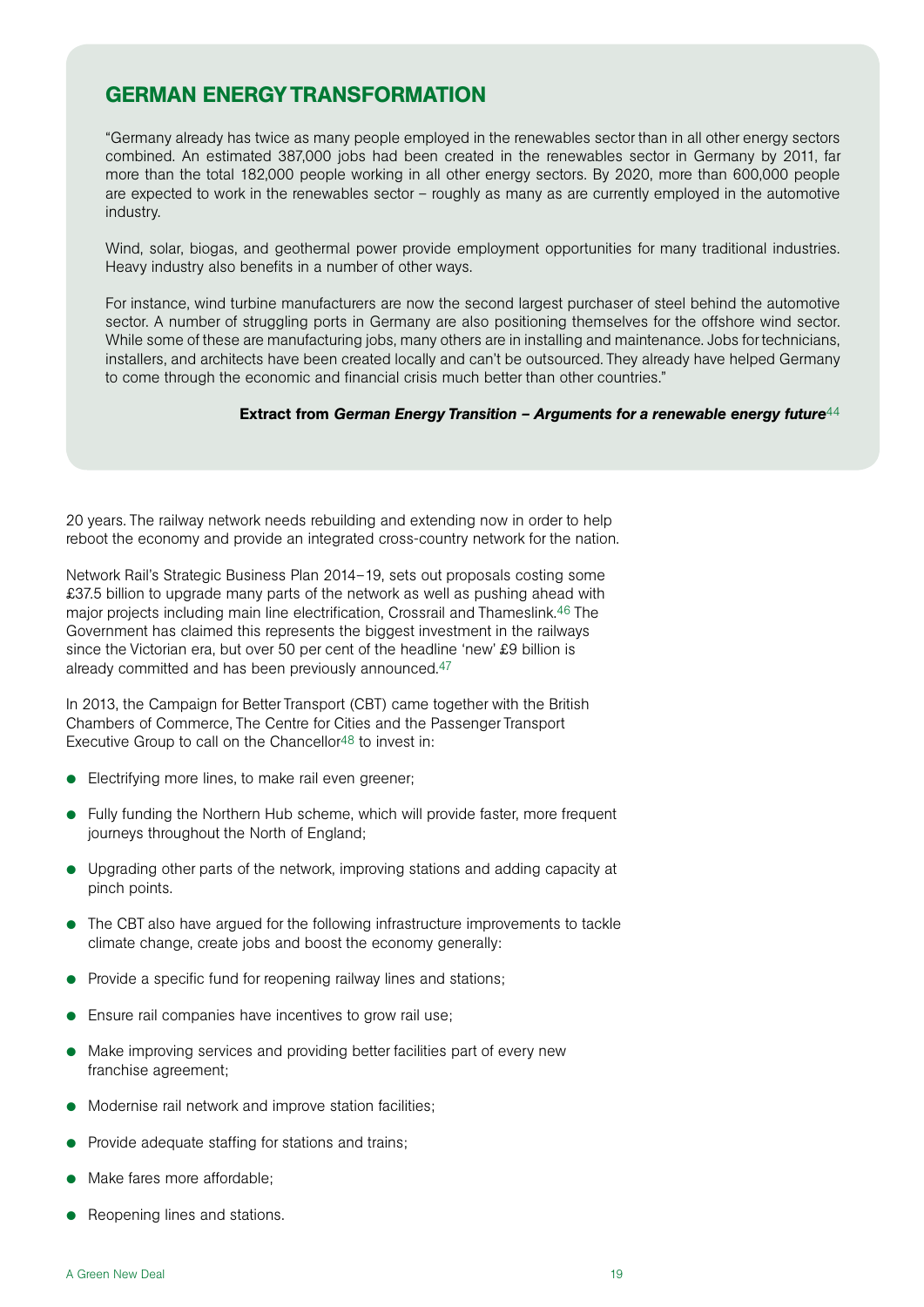## GERMAN ENERGY TRANSFORMATION

"Germany already has twice as many people employed in the renewables sector than in all other energy sectors combined. An estimated 387,000 jobs had been created in the renewables sector in Germany by 2011, far more than the total 182,000 people working in all other energy sectors. By 2020, more than 600,000 people are expected to work in the renewables sector – roughly as many as are currently employed in the automotive industry.

Wind, solar, biogas, and geothermal power provide employment opportunities for many traditional industries. Heavy industry also benefits in a number of other ways.

For instance, wind turbine manufacturers are now the second largest purchaser of steel behind the automotive sector. A number of struggling ports in Germany are also positioning themselves for the offshore wind sector. While some of these are manufacturing jobs, many others are in installing and maintenance. Jobs for technicians, installers, and architects have been created locally and can't be outsourced. They already have helped Germany to come through the economic and financial crisis much better than other countries."

**Extract from *German Energy Transition – Arguments for a renewable energy future*[44]**

20 years. The railway network needs rebuilding and extending now in order to help reboot the economy and provide an integrated cross-country network for the nation.

Network Rail's Strategic Business Plan 2014–19, sets out proposals costing some £37.5 billion to upgrade many parts of the network as well as pushing ahead with major projects including main line electrification, Crossrail and Thameslink.[46] The Government has claimed this represents the biggest investment in the railways since the Victorian era, but over 50 per cent of the headline 'new' £9 billion is already committed and has been previously announced.[47]

In 2013, the Campaign for Better Transport (CBT) came together with the British Chambers of Commerce, The Centre for Cities and the Passenger Transport Executive Group to call on the Chancellor[48] to invest in:

- Electrifying more lines, to make rail even greener;
- Fully funding the Northern Hub scheme, which will provide faster, more frequent journeys throughout the North of England;
- Upgrading other parts of the network, improving stations and adding capacity at pinch points.
- The CBT also have argued for the following infrastructure improvements to tackle climate change, create jobs and boost the economy generally:
- Provide a specific fund for reopening railway lines and stations;
- Ensure rail companies have incentives to grow rail use;
- Make improving services and providing better facilities part of every new franchise agreement;
- Modernise rail network and improve station facilities;
- Provide adequate staffing for stations and trains;
- Make fares more affordable;
- Reopening lines and stations.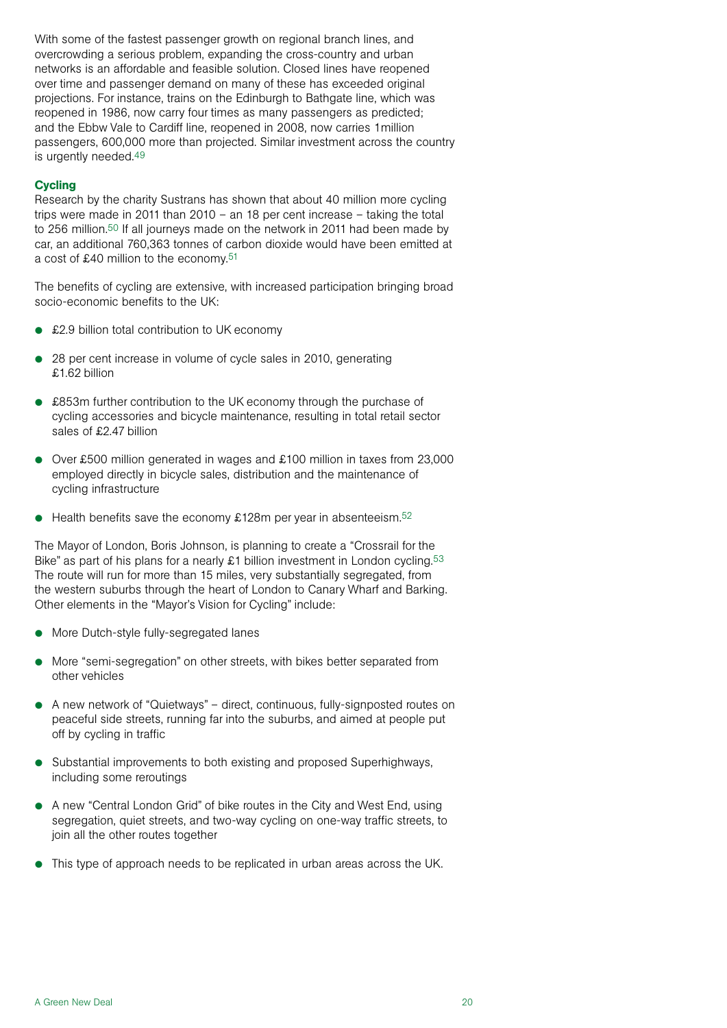With some of the fastest passenger growth on regional branch lines, and overcrowding a serious problem, expanding the cross-country and urban networks is an affordable and feasible solution. Closed lines have reopened over time and passenger demand on many of these has exceeded original projections. For instance, trains on the Edinburgh to Bathgate line, which was reopened in 1986, now carry four times as many passengers as predicted; and the Ebbw Vale to Cardiff line, reopened in 2008, now carries 1million passengers, 600,000 more than projected. Similar investment across the country is urgently needed.[49]

### Cycling

Research by the charity Sustrans has shown that about 40 million more cycling trips were made in 2011 than 2010 – an 18 per cent increase – taking the total to 256 million.[50] If all journeys made on the network in 2011 had been made by car, an additional 760,363 tonnes of carbon dioxide would have been emitted at a cost of £40 million to the economy.[51]

The benefits of cycling are extensive, with increased participation bringing broad socio-economic benefits to the UK:

- £2.9 billion total contribution to UK economy
- 28 per cent increase in volume of cycle sales in 2010, generating £1.62 billion
- £853m further contribution to the UK economy through the purchase of cycling accessories and bicycle maintenance, resulting in total retail sector sales of £2.47 billion
- Over £500 million generated in wages and £100 million in taxes from 23,000 employed directly in bicycle sales, distribution and the maintenance of cycling infrastructure
- Health benefits save the economy £128m per year in absenteeism.[52]

The Mayor of London, Boris Johnson, is planning to create a "Crossrail for the Bike" as part of his plans for a nearly £1 billion investment in London cycling.[53] The route will run for more than 15 miles, very substantially segregated, from the western suburbs through the heart of London to Canary Wharf and Barking. Other elements in the "Mayor's Vision for Cycling" include:

- More Dutch-style fully-segregated lanes
- More "semi-segregation" on other streets, with bikes better separated from other vehicles
- A new network of "Quietways" – direct, continuous, fully-signposted routes on peaceful side streets, running far into the suburbs, and aimed at people put off by cycling in traffic
- Substantial improvements to both existing and proposed Superhighways, including some reroutings
- A new "Central London Grid" of bike routes in the City and West End, using segregation, quiet streets, and two-way cycling on one-way traffic streets, to join all the other routes together
- This type of approach needs to be replicated in urban areas across the UK.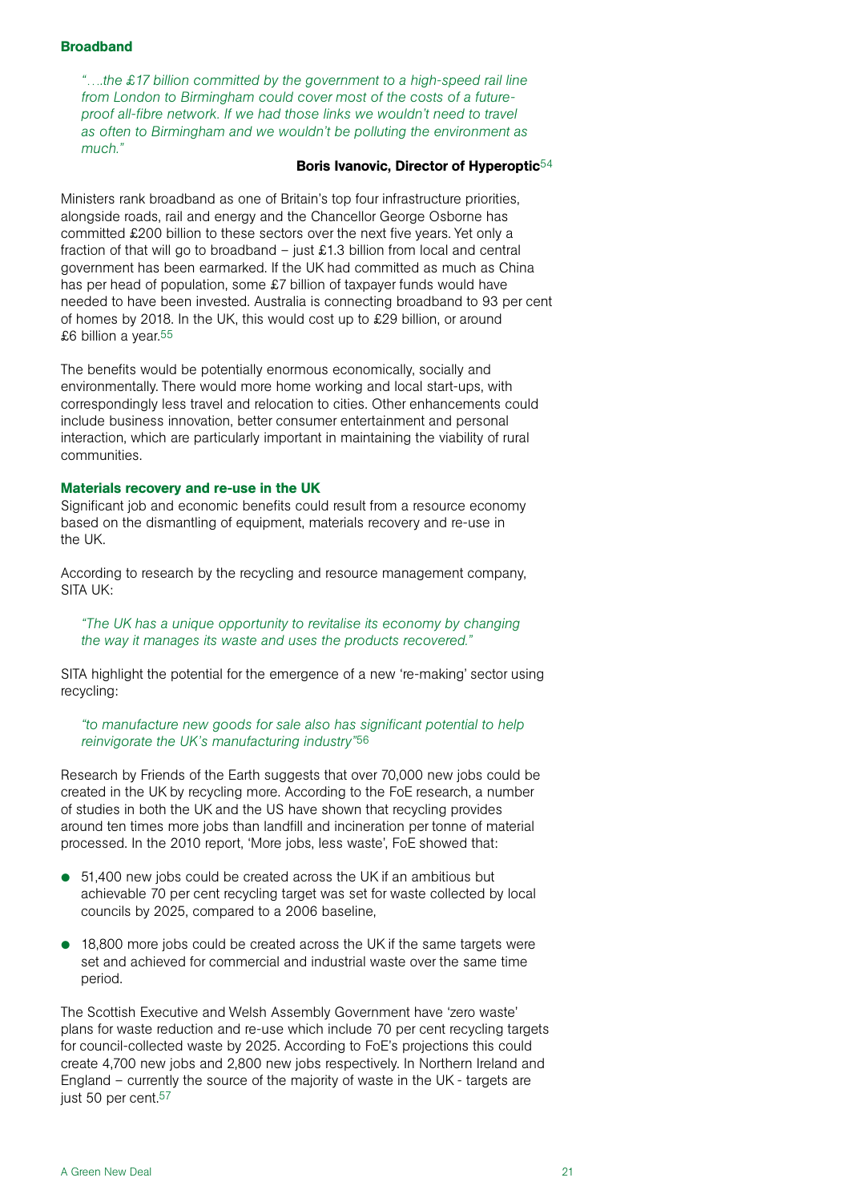### Broadband

> *"….the £17 billion committed by the government to a high-speed rail line from London to Birmingham could cover most of the costs of a future-proof all-fibre network. If we had those links we wouldn't need to travel as often to Birmingham and we wouldn't be polluting the environment as much."*
>
> **Boris Ivanovic, Director of Hyperoptic**[54]

Ministers rank broadband as one of Britain's top four infrastructure priorities, alongside roads, rail and energy and the Chancellor George Osborne has committed £200 billion to these sectors over the next five years. Yet only a fraction of that will go to broadband – just £1.3 billion from local and central government has been earmarked. If the UK had committed as much as China has per head of population, some £7 billion of taxpayer funds would have needed to have been invested. Australia is connecting broadband to 93 per cent of homes by 2018. In the UK, this would cost up to £29 billion, or around £6 billion a year.[55]

The benefits would be potentially enormous economically, socially and environmentally. There would more home working and local start-ups, with correspondingly less travel and relocation to cities. Other enhancements could include business innovation, better consumer entertainment and personal interaction, which are particularly important in maintaining the viability of rural communities.

### Materials recovery and re-use in the UK

Significant job and economic benefits could result from a resource economy based on the dismantling of equipment, materials recovery and re-use in the UK.

According to research by the recycling and resource management company, SITA UK:

> *"The UK has a unique opportunity to revitalise its economy by changing the way it manages its waste and uses the products recovered."*

SITA highlight the potential for the emergence of a new 're-making' sector using recycling:

> *"to manufacture new goods for sale also has significant potential to help reinvigorate the UK's manufacturing industry"*[56]

Research by Friends of the Earth suggests that over 70,000 new jobs could be created in the UK by recycling more. According to the FoE research, a number of studies in both the UK and the US have shown that recycling provides around ten times more jobs than landfill and incineration per tonne of material processed. In the 2010 report, 'More jobs, less waste', FoE showed that:

- 51,400 new jobs could be created across the UK if an ambitious but achievable 70 per cent recycling target was set for waste collected by local councils by 2025, compared to a 2006 baseline,
- 18,800 more jobs could be created across the UK if the same targets were set and achieved for commercial and industrial waste over the same time period.

The Scottish Executive and Welsh Assembly Government have 'zero waste' plans for waste reduction and re-use which include 70 per cent recycling targets for council-collected waste by 2025. According to FoE's projections this could create 4,700 new jobs and 2,800 new jobs respectively. In Northern Ireland and England – currently the source of the majority of waste in the UK - targets are just 50 per cent.[57]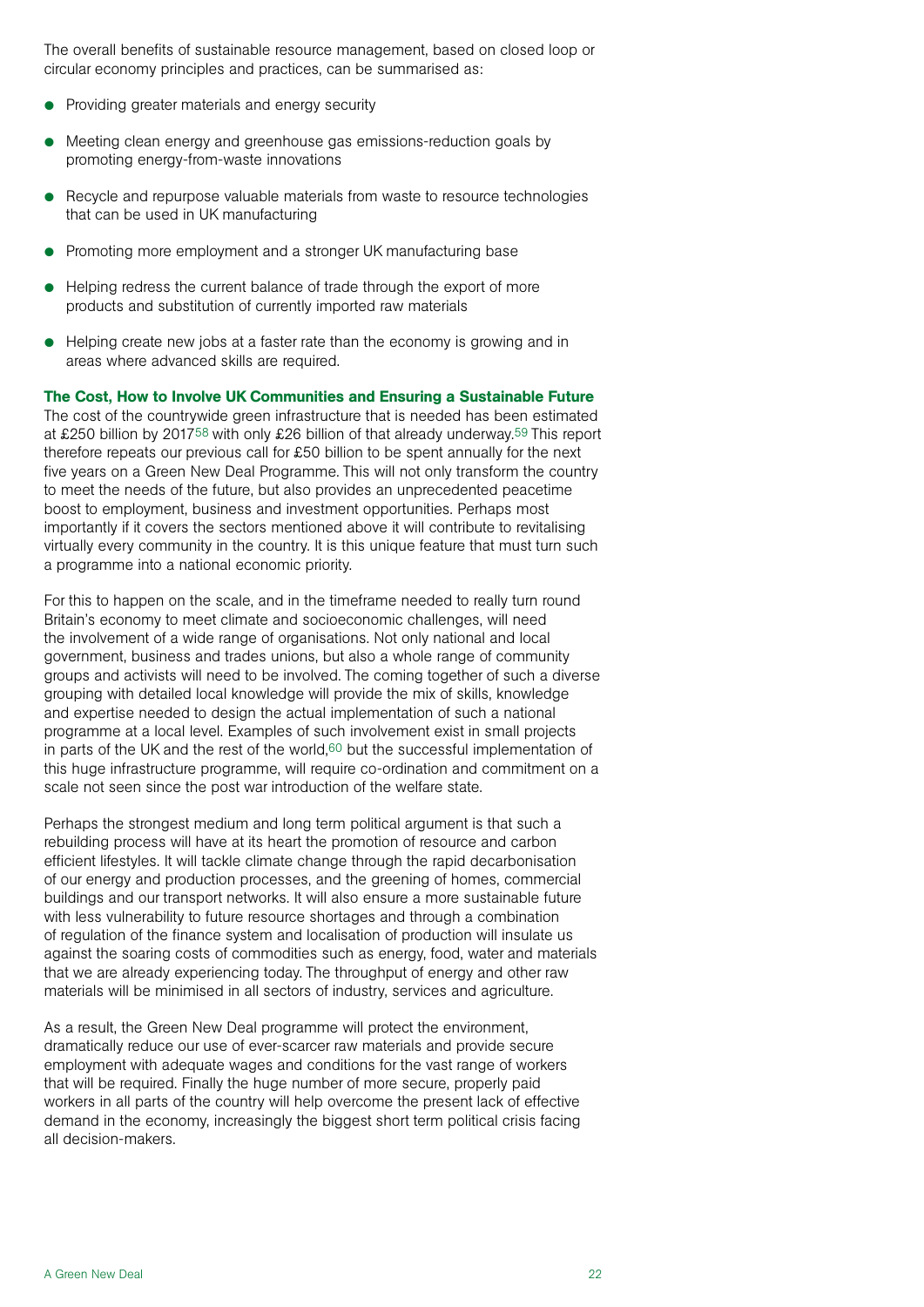The overall benefits of sustainable resource management, based on closed loop or circular economy principles and practices, can be summarised as:

- Providing greater materials and energy security
- Meeting clean energy and greenhouse gas emissions-reduction goals by promoting energy-from-waste innovations
- Recycle and repurpose valuable materials from waste to resource technologies that can be used in UK manufacturing
- Promoting more employment and a stronger UK manufacturing base
- Helping redress the current balance of trade through the export of more products and substitution of currently imported raw materials
- Helping create new jobs at a faster rate than the economy is growing and in areas where advanced skills are required.

### The Cost, How to Involve UK Communities and Ensuring a Sustainable Future

The cost of the countrywide green infrastructure that is needed has been estimated at £250 billion by 2017[58] with only £26 billion of that already underway.[59] This report therefore repeats our previous call for £50 billion to be spent annually for the next five years on a Green New Deal Programme. This will not only transform the country to meet the needs of the future, but also provides an unprecedented peacetime boost to employment, business and investment opportunities. Perhaps most importantly if it covers the sectors mentioned above it will contribute to revitalising virtually every community in the country. It is this unique feature that must turn such a programme into a national economic priority.

For this to happen on the scale, and in the timeframe needed to really turn round Britain's economy to meet climate and socioeconomic challenges, will need the involvement of a wide range of organisations. Not only national and local government, business and trades unions, but also a whole range of community groups and activists will need to be involved. The coming together of such a diverse grouping with detailed local knowledge will provide the mix of skills, knowledge and expertise needed to design the actual implementation of such a national programme at a local level. Examples of such involvement exist in small projects in parts of the UK and the rest of the world,[60] but the successful implementation of this huge infrastructure programme, will require co-ordination and commitment on a scale not seen since the post war introduction of the welfare state.

Perhaps the strongest medium and long term political argument is that such a rebuilding process will have at its heart the promotion of resource and carbon efficient lifestyles. It will tackle climate change through the rapid decarbonisation of our energy and production processes, and the greening of homes, commercial buildings and our transport networks. It will also ensure a more sustainable future with less vulnerability to future resource shortages and through a combination of regulation of the finance system and localisation of production will insulate us against the soaring costs of commodities such as energy, food, water and materials that we are already experiencing today. The throughput of energy and other raw materials will be minimised in all sectors of industry, services and agriculture.

As a result, the Green New Deal programme will protect the environment, dramatically reduce our use of ever-scarcer raw materials and provide secure employment with adequate wages and conditions for the vast range of workers that will be required. Finally the huge number of more secure, properly paid workers in all parts of the country will help overcome the present lack of effective demand in the economy, increasingly the biggest short term political crisis facing all decision-makers.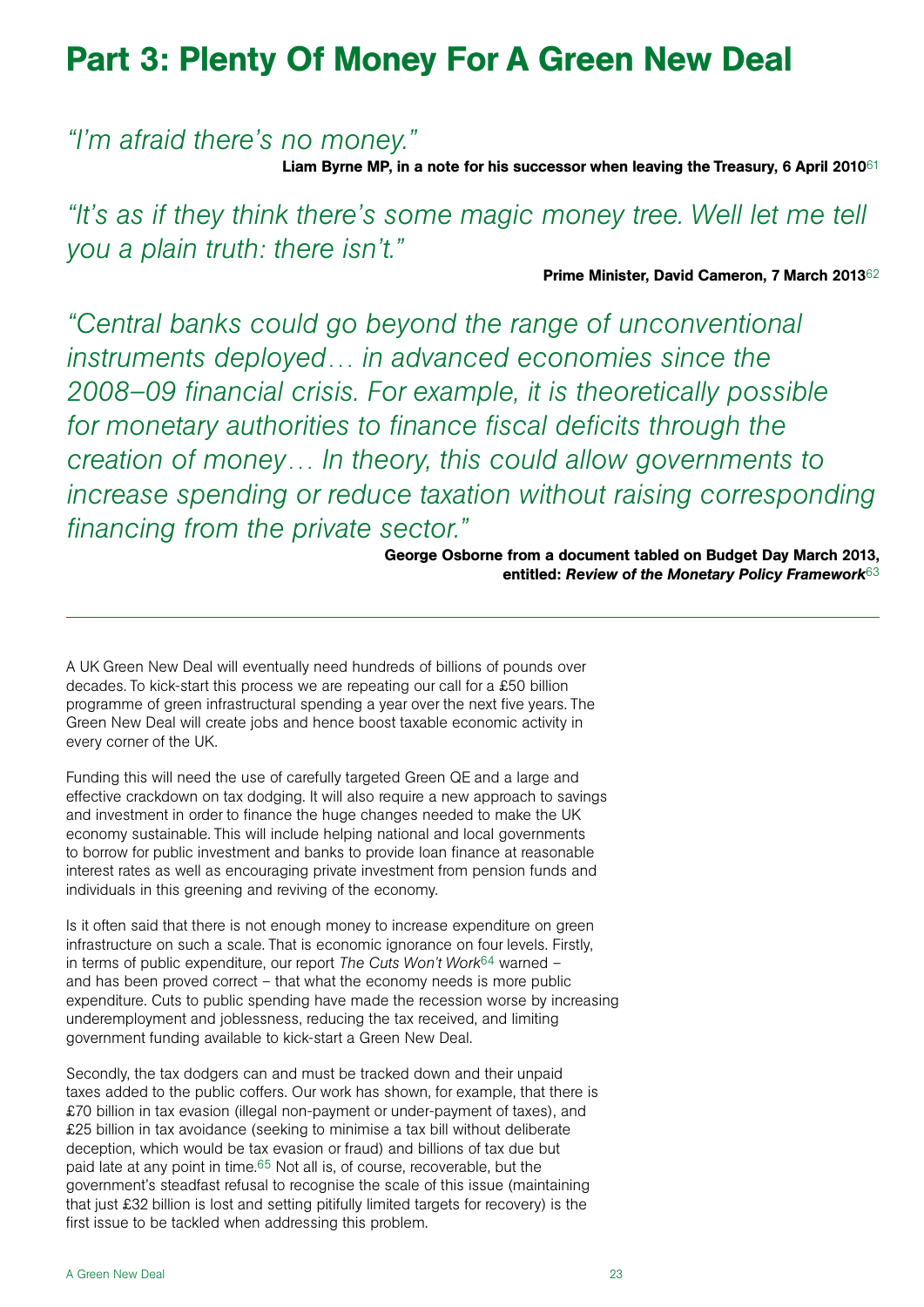# Part 3: Plenty Of Money For A Green New Deal

*"I'm afraid there's no money."*

**Liam Byrne MP, in a note for his successor when leaving the Treasury, 6 April 2010**[61]

*"It's as if they think there's some magic money tree. Well let me tell you a plain truth: there isn't."*

**Prime Minister, David Cameron, 7 March 2013**[62]

*"Central banks could go beyond the range of unconventional instruments deployed… in advanced economies since the 2008–09 financial crisis. For example, it is theoretically possible for monetary authorities to finance fiscal deficits through the creation of money… In theory, this could allow governments to increase spending or reduce taxation without raising corresponding financing from the private sector."*

**George Osborne from a document tabled on Budget Day March 2013, entitled: *Review of the Monetary Policy Framework***[63]

---

A UK Green New Deal will eventually need hundreds of billions of pounds over decades. To kick-start this process we are repeating our call for a £50 billion programme of green infrastructural spending a year over the next five years. The Green New Deal will create jobs and hence boost taxable economic activity in every corner of the UK.

Funding this will need the use of carefully targeted Green QE and a large and effective crackdown on tax dodging. It will also require a new approach to savings and investment in order to finance the huge changes needed to make the UK economy sustainable. This will include helping national and local governments to borrow for public investment and banks to provide loan finance at reasonable interest rates as well as encouraging private investment from pension funds and individuals in this greening and reviving of the economy.

Is it often said that there is not enough money to increase expenditure on green infrastructure on such a scale. That is economic ignorance on four levels. Firstly, in terms of public expenditure, our report *The Cuts Won't Work*[64] warned – and has been proved correct – that what the economy needs is more public expenditure. Cuts to public spending have made the recession worse by increasing underemployment and joblessness, reducing the tax received, and limiting government funding available to kick-start a Green New Deal.

Secondly, the tax dodgers can and must be tracked down and their unpaid taxes added to the public coffers. Our work has shown, for example, that there is £70 billion in tax evasion (illegal non-payment or under-payment of taxes), and £25 billion in tax avoidance (seeking to minimise a tax bill without deliberate deception, which would be tax evasion or fraud) and billions of tax due but paid late at any point in time.[65] Not all is, of course, recoverable, but the government's steadfast refusal to recognise the scale of this issue (maintaining that just £32 billion is lost and setting pitifully limited targets for recovery) is the first issue to be tackled when addressing this problem.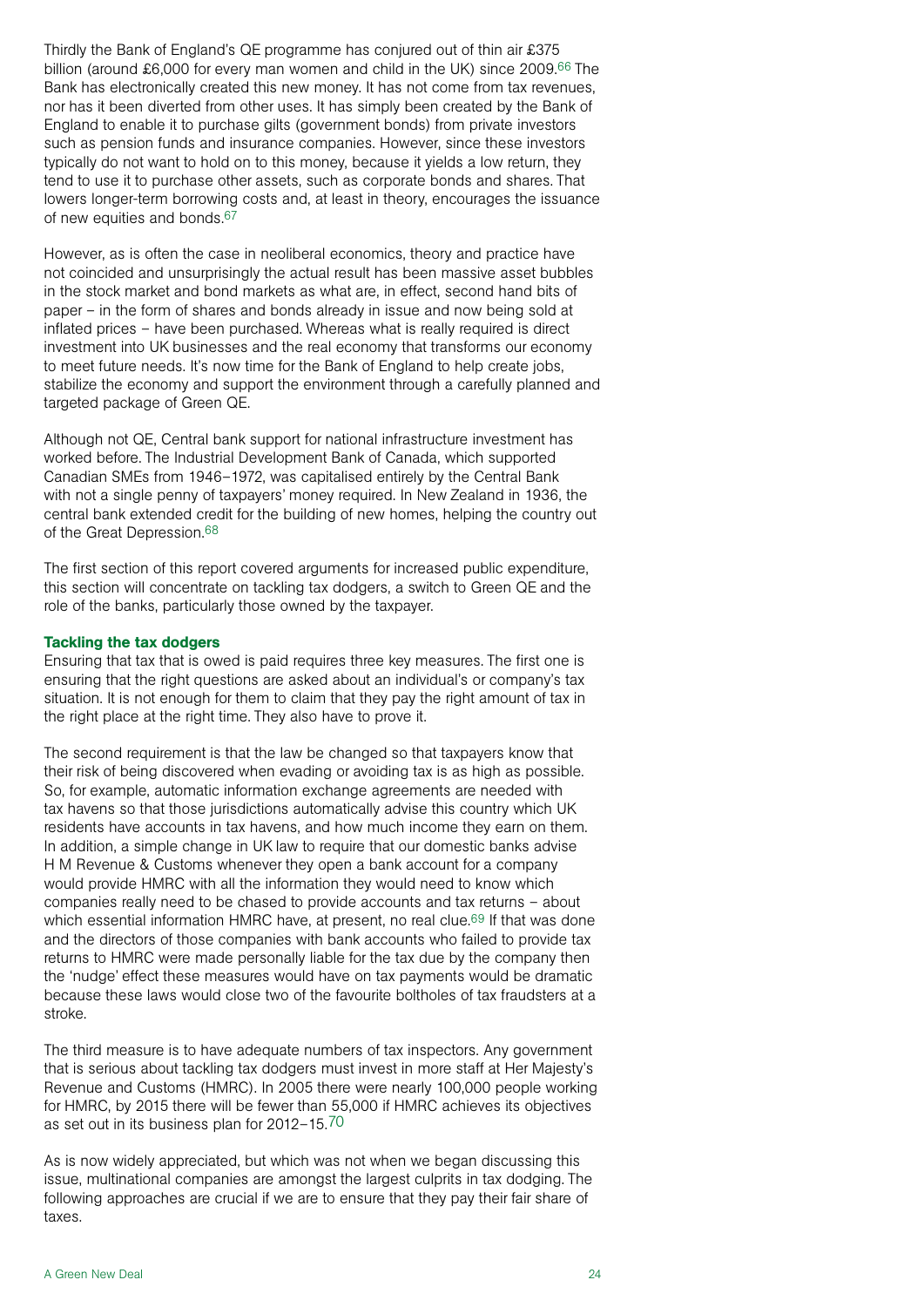Thirdly the Bank of England's QE programme has conjured out of thin air £375 billion (around £6,000 for every man women and child in the UK) since 2009.[66] The Bank has electronically created this new money. It has not come from tax revenues, nor has it been diverted from other uses. It has simply been created by the Bank of England to enable it to purchase gilts (government bonds) from private investors such as pension funds and insurance companies. However, since these investors typically do not want to hold on to this money, because it yields a low return, they tend to use it to purchase other assets, such as corporate bonds and shares. That lowers longer-term borrowing costs and, at least in theory, encourages the issuance of new equities and bonds.[67]

However, as is often the case in neoliberal economics, theory and practice have not coincided and unsurprisingly the actual result has been massive asset bubbles in the stock market and bond markets as what are, in effect, second hand bits of paper – in the form of shares and bonds already in issue and now being sold at inflated prices – have been purchased. Whereas what is really required is direct investment into UK businesses and the real economy that transforms our economy to meet future needs. It's now time for the Bank of England to help create jobs, stabilize the economy and support the environment through a carefully planned and targeted package of Green QE.

Although not QE, Central bank support for national infrastructure investment has worked before. The Industrial Development Bank of Canada, which supported Canadian SMEs from 1946–1972, was capitalised entirely by the Central Bank with not a single penny of taxpayers' money required. In New Zealand in 1936, the central bank extended credit for the building of new homes, helping the country out of the Great Depression.[68]

The first section of this report covered arguments for increased public expenditure, this section will concentrate on tackling tax dodgers, a switch to Green QE and the role of the banks, particularly those owned by the taxpayer.

### Tackling the tax dodgers

Ensuring that tax that is owed is paid requires three key measures. The first one is ensuring that the right questions are asked about an individual's or company's tax situation. It is not enough for them to claim that they pay the right amount of tax in the right place at the right time. They also have to prove it.

The second requirement is that the law be changed so that taxpayers know that their risk of being discovered when evading or avoiding tax is as high as possible. So, for example, automatic information exchange agreements are needed with tax havens so that those jurisdictions automatically advise this country which UK residents have accounts in tax havens, and how much income they earn on them. In addition, a simple change in UK law to require that our domestic banks advise H M Revenue & Customs whenever they open a bank account for a company would provide HMRC with all the information they would need to know which companies really need to be chased to provide accounts and tax returns – about which essential information HMRC have, at present, no real clue.[69] If that was done and the directors of those companies with bank accounts who failed to provide tax returns to HMRC were made personally liable for the tax due by the company then the 'nudge' effect these measures would have on tax payments would be dramatic because these laws would close two of the favourite boltholes of tax fraudsters at a stroke.

The third measure is to have adequate numbers of tax inspectors. Any government that is serious about tackling tax dodgers must invest in more staff at Her Majesty's Revenue and Customs (HMRC). In 2005 there were nearly 100,000 people working for HMRC, by 2015 there will be fewer than 55,000 if HMRC achieves its objectives as set out in its business plan for 2012–15.[70]

As is now widely appreciated, but which was not when we began discussing this issue, multinational companies are amongst the largest culprits in tax dodging. The following approaches are crucial if we are to ensure that they pay their fair share of taxes.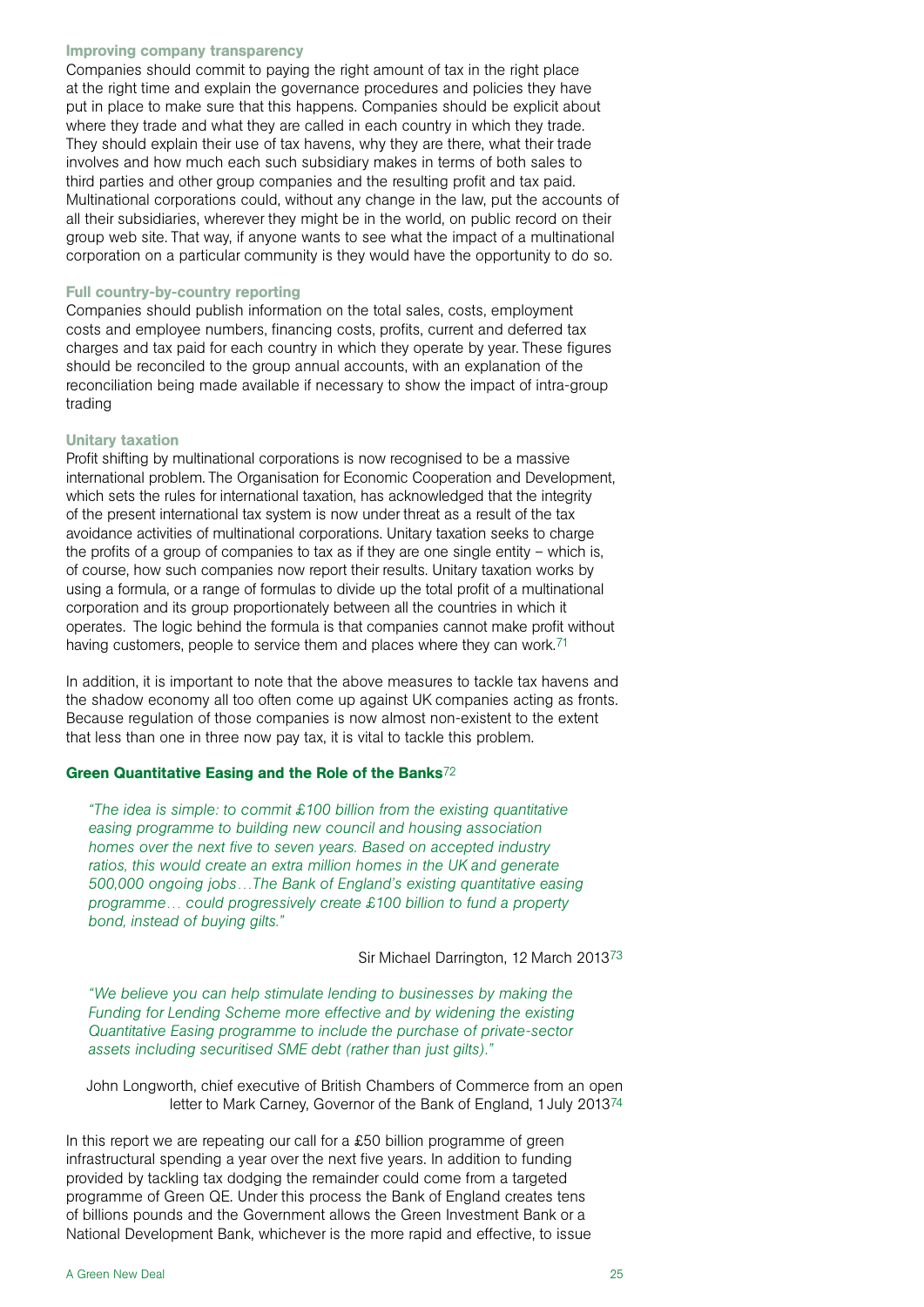### Improving company transparency

Companies should commit to paying the right amount of tax in the right place at the right time and explain the governance procedures and policies they have put in place to make sure that this happens. Companies should be explicit about where they trade and what they are called in each country in which they trade. They should explain their use of tax havens, why they are there, what their trade involves and how much each such subsidiary makes in terms of both sales to third parties and other group companies and the resulting profit and tax paid. Multinational corporations could, without any change in the law, put the accounts of all their subsidiaries, wherever they might be in the world, on public record on their group web site. That way, if anyone wants to see what the impact of a multinational corporation on a particular community is they would have the opportunity to do so.

### Full country-by-country reporting

Companies should publish information on the total sales, costs, employment costs and employee numbers, financing costs, profits, current and deferred tax charges and tax paid for each country in which they operate by year. These figures should be reconciled to the group annual accounts, with an explanation of the reconciliation being made available if necessary to show the impact of intra-group trading

### Unitary taxation

Profit shifting by multinational corporations is now recognised to be a massive international problem. The Organisation for Economic Cooperation and Development, which sets the rules for international taxation, has acknowledged that the integrity of the present international tax system is now under threat as a result of the tax avoidance activities of multinational corporations. Unitary taxation seeks to charge the profits of a group of companies to tax as if they are one single entity – which is, of course, how such companies now report their results. Unitary taxation works by using a formula, or a range of formulas to divide up the total profit of a multinational corporation and its group proportionately between all the countries in which it operates. The logic behind the formula is that companies cannot make profit without having customers, people to service them and places where they can work.[71]

In addition, it is important to note that the above measures to tackle tax havens and the shadow economy all too often come up against UK companies acting as fronts. Because regulation of those companies is now almost non-existent to the extent that less than one in three now pay tax, it is vital to tackle this problem.

## Green Quantitative Easing and the Role of the Banks[72]

> *"The idea is simple: to commit £100 billion from the existing quantitative easing programme to building new council and housing association homes over the next five to seven years. Based on accepted industry ratios, this would create an extra million homes in the UK and generate 500,000 ongoing jobs…The Bank of England's existing quantitative easing programme… could progressively create £100 billion to fund a property bond, instead of buying gilts."*
>
> Sir Michael Darrington, 12 March 2013[73]

> *"We believe you can help stimulate lending to businesses by making the Funding for Lending Scheme more effective and by widening the existing Quantitative Easing programme to include the purchase of private-sector assets including securitised SME debt (rather than just gilts)."*
>
> John Longworth, chief executive of British Chambers of Commerce from an open letter to Mark Carney, Governor of the Bank of England, 1 July 2013[74]

In this report we are repeating our call for a £50 billion programme of green infrastructural spending a year over the next five years. In addition to funding provided by tackling tax dodging the remainder could come from a targeted programme of Green QE. Under this process the Bank of England creates tens of billions pounds and the Government allows the Green Investment Bank or a National Development Bank, whichever is the more rapid and effective, to issue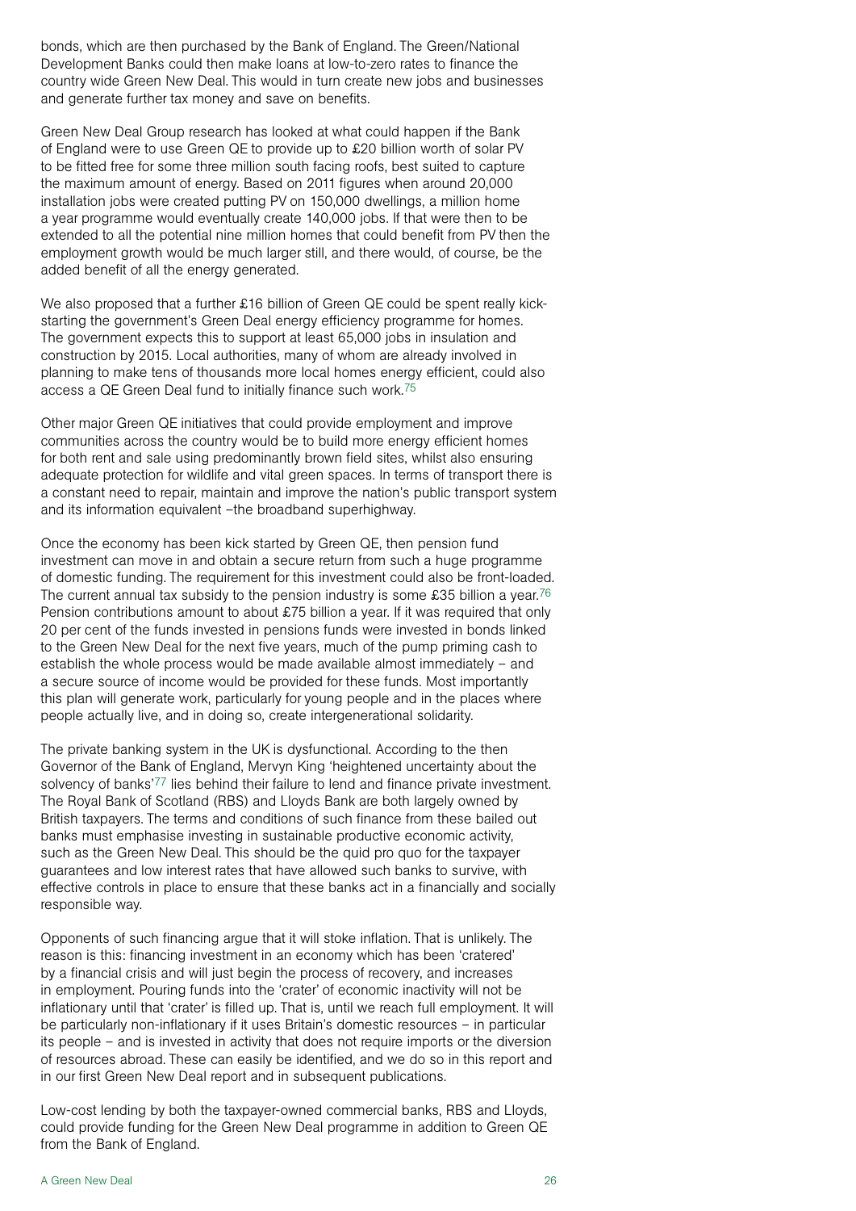bonds, which are then purchased by the Bank of England. The Green/National Development Banks could then make loans at low-to-zero rates to finance the country wide Green New Deal. This would in turn create new jobs and businesses and generate further tax money and save on benefits.

Green New Deal Group research has looked at what could happen if the Bank of England were to use Green QE to provide up to £20 billion worth of solar PV to be fitted free for some three million south facing roofs, best suited to capture the maximum amount of energy. Based on 2011 figures when around 20,000 installation jobs were created putting PV on 150,000 dwellings, a million home a year programme would eventually create 140,000 jobs. If that were then to be extended to all the potential nine million homes that could benefit from PV then the employment growth would be much larger still, and there would, of course, be the added benefit of all the energy generated.

We also proposed that a further £16 billion of Green QE could be spent really kick-starting the government's Green Deal energy efficiency programme for homes. The government expects this to support at least 65,000 jobs in insulation and construction by 2015. Local authorities, many of whom are already involved in planning to make tens of thousands more local homes energy efficient, could also access a QE Green Deal fund to initially finance such work.[75]

Other major Green QE initiatives that could provide employment and improve communities across the country would be to build more energy efficient homes for both rent and sale using predominantly brown field sites, whilst also ensuring adequate protection for wildlife and vital green spaces. In terms of transport there is a constant need to repair, maintain and improve the nation's public transport system and its information equivalent –the broadband superhighway.

Once the economy has been kick started by Green QE, then pension fund investment can move in and obtain a secure return from such a huge programme of domestic funding. The requirement for this investment could also be front-loaded. The current annual tax subsidy to the pension industry is some £35 billion a year.[76] Pension contributions amount to about £75 billion a year. If it was required that only 20 per cent of the funds invested in pensions funds were invested in bonds linked to the Green New Deal for the next five years, much of the pump priming cash to establish the whole process would be made available almost immediately – and a secure source of income would be provided for these funds. Most importantly this plan will generate work, particularly for young people and in the places where people actually live, and in doing so, create intergenerational solidarity.

The private banking system in the UK is dysfunctional. According to the then Governor of the Bank of England, Mervyn King 'heightened uncertainty about the solvency of banks'[77] lies behind their failure to lend and finance private investment. The Royal Bank of Scotland (RBS) and Lloyds Bank are both largely owned by British taxpayers. The terms and conditions of such finance from these bailed out banks must emphasise investing in sustainable productive economic activity, such as the Green New Deal. This should be the quid pro quo for the taxpayer guarantees and low interest rates that have allowed such banks to survive, with effective controls in place to ensure that these banks act in a financially and socially responsible way.

Opponents of such financing argue that it will stoke inflation. That is unlikely. The reason is this: financing investment in an economy which has been 'cratered' by a financial crisis and will just begin the process of recovery, and increases in employment. Pouring funds into the 'crater' of economic inactivity will not be inflationary until that 'crater' is filled up. That is, until we reach full employment. It will be particularly non-inflationary if it uses Britain's domestic resources – in particular its people – and is invested in activity that does not require imports or the diversion of resources abroad. These can easily be identified, and we do so in this report and in our first Green New Deal report and in subsequent publications.

Low-cost lending by both the taxpayer-owned commercial banks, RBS and Lloyds, could provide funding for the Green New Deal programme in addition to Green QE from the Bank of England.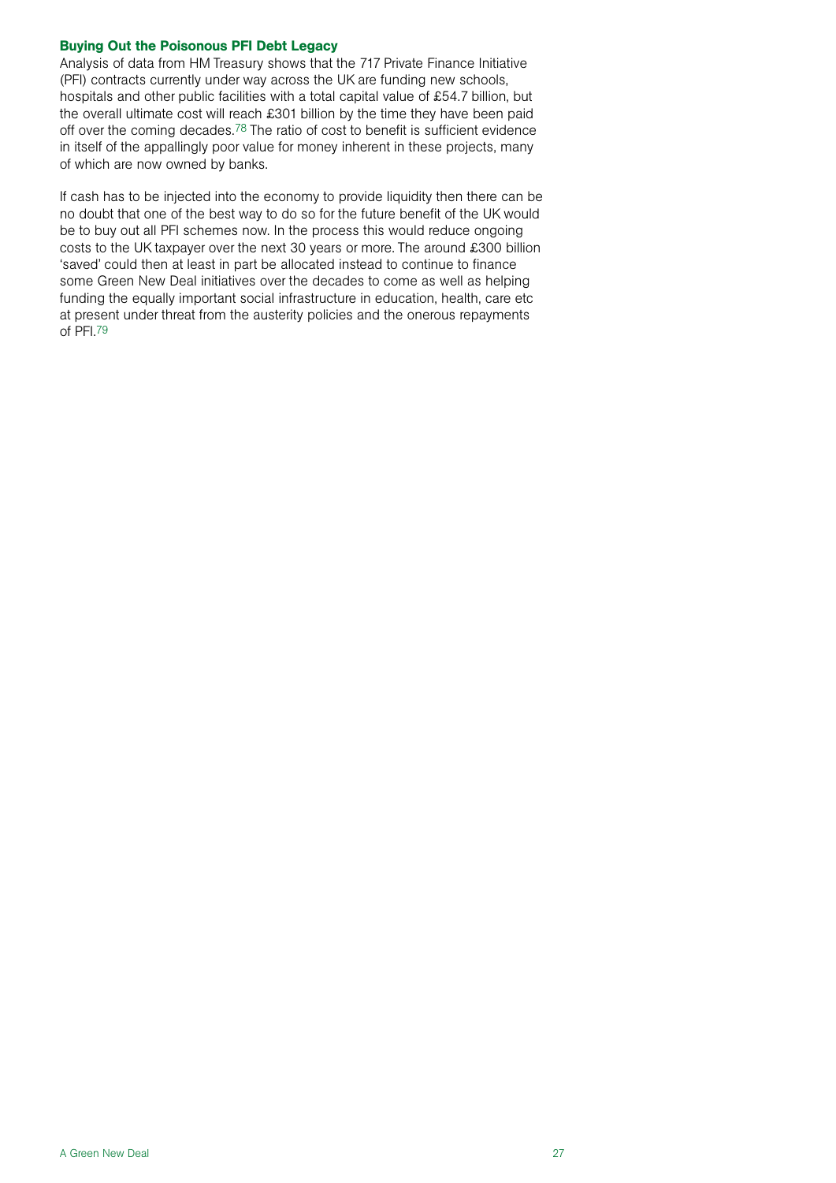### Buying Out the Poisonous PFI Debt Legacy

Analysis of data from HM Treasury shows that the 717 Private Finance Initiative (PFI) contracts currently under way across the UK are funding new schools, hospitals and other public facilities with a total capital value of £54.7 billion, but the overall ultimate cost will reach £301 billion by the time they have been paid off over the coming decades.[78] The ratio of cost to benefit is sufficient evidence in itself of the appallingly poor value for money inherent in these projects, many of which are now owned by banks.

If cash has to be injected into the economy to provide liquidity then there can be no doubt that one of the best way to do so for the future benefit of the UK would be to buy out all PFI schemes now. In the process this would reduce ongoing costs to the UK taxpayer over the next 30 years or more. The around £300 billion 'saved' could then at least in part be allocated instead to continue to finance some Green New Deal initiatives over the decades to come as well as helping funding the equally important social infrastructure in education, health, care etc at present under threat from the austerity policies and the onerous repayments of PFI.[79]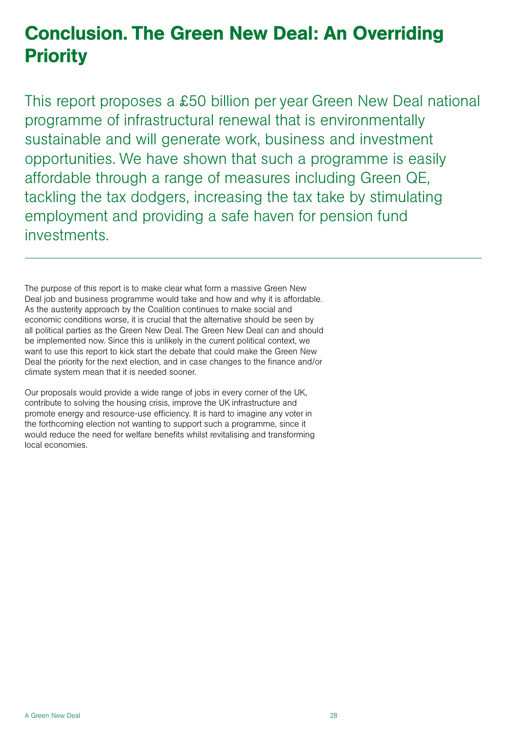# Conclusion. The Green New Deal: An Overriding Priority

This report proposes a £50 billion per year Green New Deal national programme of infrastructural renewal that is environmentally sustainable and will generate work, business and investment opportunities. We have shown that such a programme is easily affordable through a range of measures including Green QE, tackling the tax dodgers, increasing the tax take by stimulating employment and providing a safe haven for pension fund investments.

---

The purpose of this report is to make clear what form a massive Green New Deal job and business programme would take and how and why it is affordable. As the austerity approach by the Coalition continues to make social and economic conditions worse, it is crucial that the alternative should be seen by all political parties as the Green New Deal. The Green New Deal can and should be implemented now. Since this is unlikely in the current political context, we want to use this report to kick start the debate that could make the Green New Deal the priority for the next election, and in case changes to the finance and/or climate system mean that it is needed sooner.

Our proposals would provide a wide range of jobs in every corner of the UK, contribute to solving the housing crisis, improve the UK infrastructure and promote energy and resource-use efficiency. It is hard to imagine any voter in the forthcoming election not wanting to support such a programme, since it would reduce the need for welfare benefits whilst revitalising and transforming local economies.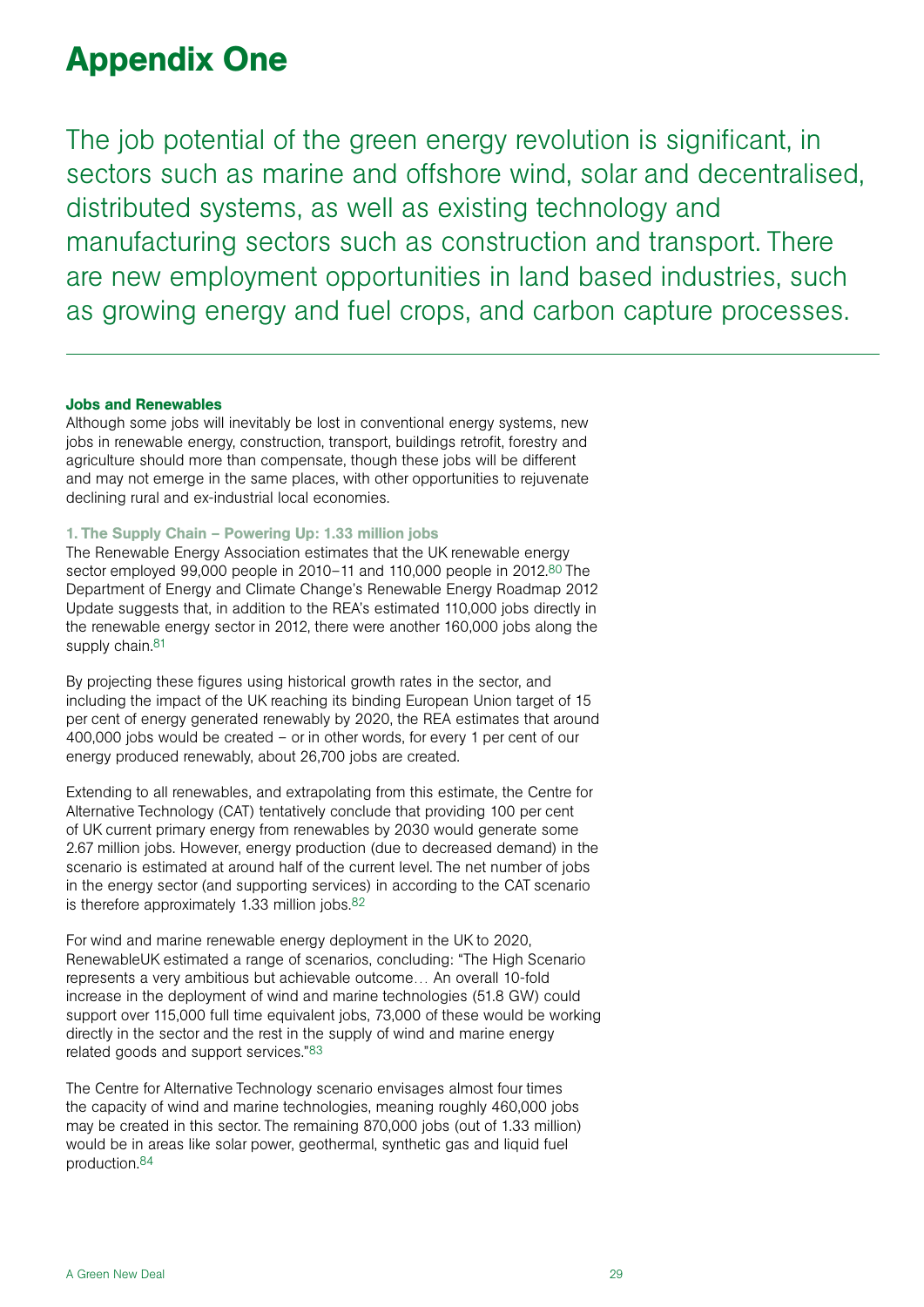# Appendix One

The job potential of the green energy revolution is significant, in sectors such as marine and offshore wind, solar and decentralised, distributed systems, as well as existing technology and manufacturing sectors such as construction and transport. There are new employment opportunities in land based industries, such as growing energy and fuel crops, and carbon capture processes.

### Jobs and Renewables

Although some jobs will inevitably be lost in conventional energy systems, new jobs in renewable energy, construction, transport, buildings retrofit, forestry and agriculture should more than compensate, though these jobs will be different and may not emerge in the same places, with other opportunities to rejuvenate declining rural and ex-industrial local economies.

#### 1. The Supply Chain – Powering Up: 1.33 million jobs

The Renewable Energy Association estimates that the UK renewable energy sector employed 99,000 people in 2010–11 and 110,000 people in 2012.[80] The Department of Energy and Climate Change's Renewable Energy Roadmap 2012 Update suggests that, in addition to the REA's estimated 110,000 jobs directly in the renewable energy sector in 2012, there were another 160,000 jobs along the supply chain.[81]

By projecting these figures using historical growth rates in the sector, and including the impact of the UK reaching its binding European Union target of 15 per cent of energy generated renewably by 2020, the REA estimates that around 400,000 jobs would be created – or in other words, for every 1 per cent of our energy produced renewably, about 26,700 jobs are created.

Extending to all renewables, and extrapolating from this estimate, the Centre for Alternative Technology (CAT) tentatively conclude that providing 100 per cent of UK current primary energy from renewables by 2030 would generate some 2.67 million jobs. However, energy production (due to decreased demand) in the scenario is estimated at around half of the current level. The net number of jobs in the energy sector (and supporting services) in according to the CAT scenario is therefore approximately 1.33 million jobs.[82]

For wind and marine renewable energy deployment in the UK to 2020, RenewableUK estimated a range of scenarios, concluding: "The High Scenario represents a very ambitious but achievable outcome… An overall 10-fold increase in the deployment of wind and marine technologies (51.8 GW) could support over 115,000 full time equivalent jobs, 73,000 of these would be working directly in the sector and the rest in the supply of wind and marine energy related goods and support services."[83]

The Centre for Alternative Technology scenario envisages almost four times the capacity of wind and marine technologies, meaning roughly 460,000 jobs may be created in this sector. The remaining 870,000 jobs (out of 1.33 million) would be in areas like solar power, geothermal, synthetic gas and liquid fuel production.[84]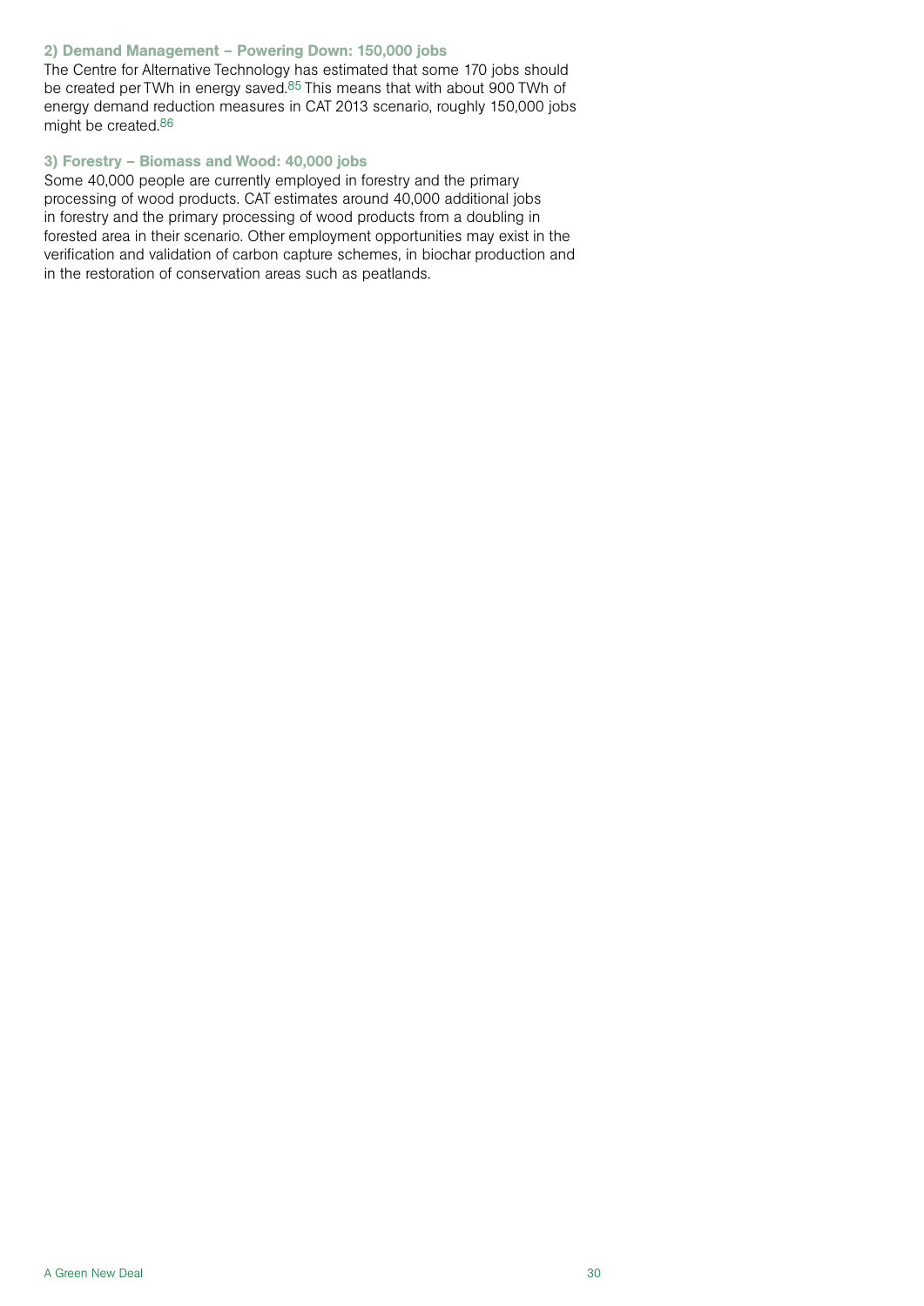### 2) Demand Management – Powering Down: 150,000 jobs

The Centre for Alternative Technology has estimated that some 170 jobs should be created per TWh in energy saved.[85] This means that with about 900 TWh of energy demand reduction measures in CAT 2013 scenario, roughly 150,000 jobs might be created.[86]

### 3) Forestry – Biomass and Wood: 40,000 jobs

Some 40,000 people are currently employed in forestry and the primary processing of wood products. CAT estimates around 40,000 additional jobs in forestry and the primary processing of wood products from a doubling in forested area in their scenario. Other employment opportunities may exist in the verification and validation of carbon capture schemes, in biochar production and in the restoration of conservation areas such as peatlands.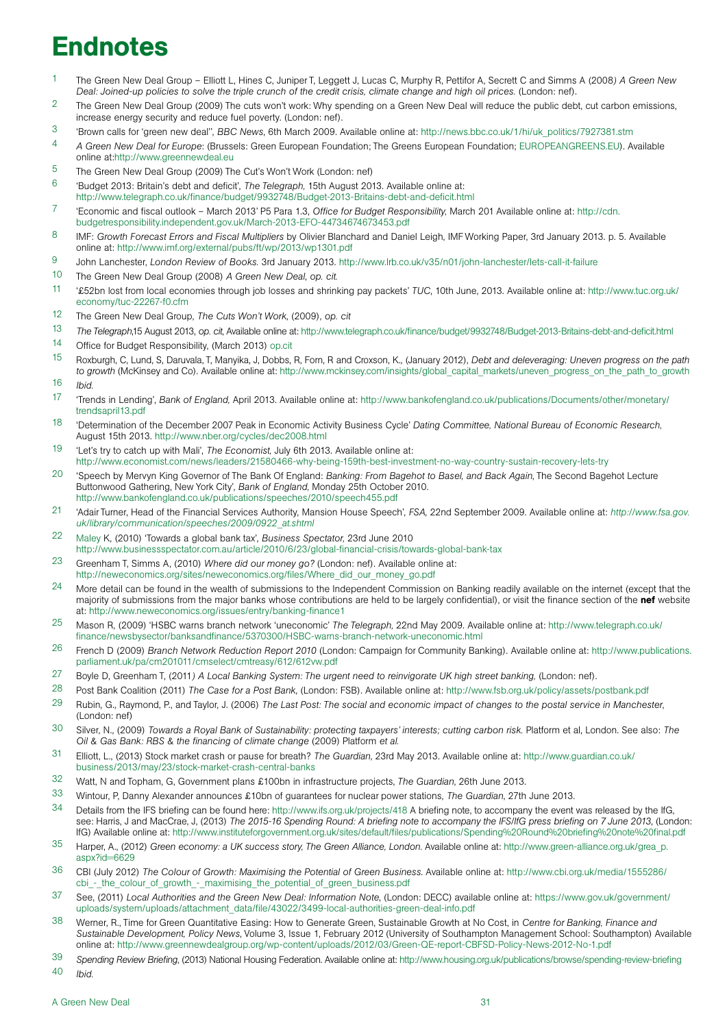# Endnotes

1. The Green New Deal Group – Elliott L, Hines C, Juniper T, Leggett J, Lucas C, Murphy R, Pettifor A, Secrett C and Simms A (2008*) A Green New Deal: Joined-up policies to solve the triple crunch of the credit crisis, climate change and high oil prices.* (London: nef).
2. The Green New Deal Group (2009) The cuts won't work: Why spending on a Green New Deal will reduce the public debt, cut carbon emissions, increase energy security and reduce fuel poverty. (London: nef).
3. 'Brown calls for 'green new deal'', *BBC News*, 6th March 2009. Available online at: http://news.bbc.co.uk/1/hi/uk_politics/7927381.stm
4. *A Green New Deal for Europe*: (Brussels: Green European Foundation; The Greens European Foundation; EUROPEANGREENS.EU). Available online at:http://www.greennewdeal.eu
5. The Green New Deal Group (2009) The Cut's Won't Work (London: nef)
6. 'Budget 2013: Britain's debt and deficit', *The Telegraph*, 15th August 2013. Available online at: http://www.telegraph.co.uk/finance/budget/9932748/Budget-2013-Britains-debt-and-deficit.html
7. 'Economic and fiscal outlook – March 2013' P5 Para 1.3, *Office for Budget Responsibility*, March 201 Available online at: http://cdn.budgetresponsibility.independent.gov.uk/March-2013-EFO-44734674673453.pdf
8. IMF: *Growth Forecast Errors and Fiscal Multipliers* by Olivier Blanchard and Daniel Leigh, IMF Working Paper, 3rd January 2013. p. 5. Available online at: http://www.imf.org/external/pubs/ft/wp/2013/wp1301.pdf
9. John Lanchester, *London Review of Books.* 3rd January 2013. http://www.lrb.co.uk/v35/n01/john-lanchester/lets-call-it-failure
10. The Green New Deal Group (2008) *A Green New Deal*, *op. cit.*
11. '£52bn lost from local economies through job losses and shrinking pay packets' *TUC*, 10th June, 2013. Available online at: http://www.tuc.org.uk/economy/tuc-22267-f0.cfm
12. The Green New Deal Group, *The Cuts Won't Work*, (2009), *op. cit*
13. *The Telegraph*,15 August 2013, *op. cit*, Available online at: http://www.telegraph.co.uk/finance/budget/9932748/Budget-2013-Britains-debt-and-deficit.html
14. Office for Budget Responsibility, (March 2013) op.cit
15. Roxburgh, C, Lund, S, Daruvala, T, Manyika, J, Dobbs, R, Forn, R and Croxson, K., (January 2012), *Debt and deleveraging: Uneven progress on the path to growth* (McKinsey and Co). Available online at: http://www.mckinsey.com/insights/global_capital_markets/uneven_progress_on_the_path_to_growth
16. *Ibid.*
17. 'Trends in Lending', *Bank of England*, April 2013. Available online at: http://www.bankofengland.co.uk/publications/Documents/other/monetary/trendsapril13.pdf
18. 'Determination of the December 2007 Peak in Economic Activity Business Cycle' *Dating Committee, National Bureau of Economic Research*, August 15th 2013. http://www.nber.org/cycles/dec2008.html
19. 'Let's try to catch up with Mali', *The Economist*, July 6th 2013. Available online at: http://www.economist.com/news/leaders/21580466-why-being-159th-best-investment-no-way-country-sustain-recovery-lets-try
20. 'Speech by Mervyn King Governor of The Bank Of England: *Banking: From Bagehot to Basel, and Back Again*, The Second Bagehot Lecture Buttonwood Gathering, New York City', *Bank of England*, Monday 25th October 2010. http://www.bankofengland.co.uk/publications/speeches/2010/speech455.pdf
21. 'Adair Turner, Head of the Financial Services Authority, Mansion House Speech', *FSA*, 22nd September 2009. Available online at: *http://www.fsa.gov.uk/library/communication/speeches/2009/0922_at.shtml*
22. Maley K, (2010) 'Towards a global bank tax', *Business Spectator*, 23rd June 2010 http://www.businessspectator.com.au/article/2010/6/23/global-financial-crisis/towards-global-bank-tax
23. Greenham T, Simms A, (2010) *Where did our money go?* (London: nef). Available online at: http://neweconomics.org/sites/neweconomics.org/files/Where_did_our_money_go.pdf
24. More detail can be found in the wealth of submissions to the Independent Commission on Banking readily available on the internet (except that the majority of submissions from the major banks whose contributions are held to be largely confidential), or visit the finance section of the **nef** website at: http://www.neweconomics.org/issues/entry/banking-finance1
25. Mason R, (2009) 'HSBC warns branch network 'uneconomic' *The Telegraph*, 22nd May 2009. Available online at: http://www.telegraph.co.uk/finance/newsbysector/banksandfinance/5370300/HSBC-warns-branch-network-uneconomic.html
26. French D (2009) *Branch Network Reduction Report 2010* (London: Campaign for Community Banking). Available online at: http://www.publications.parliament.uk/pa/cm201011/cmselect/cmtreasy/612/612vw.pdf
27. Boyle D, Greenham T, (2011*) A Local Banking System: The urgent need to reinvigorate UK high street banking*, (London: nef).
28. Post Bank Coalition (2011) *The Case for a Post Bank*, (London: FSB). Available online at: http://www.fsb.org.uk/policy/assets/postbank.pdf
29. Rubin, G., Raymond, P., and Taylor, J. (2006) *The Last Post: The social and economic impact of changes to the postal service in Manchester*, (London: nef)
30. Silver, N., (2009) *Towards a Royal Bank of Sustainability: protecting taxpayers' interests; cutting carbon risk.* Platform et al, London. See also: *The Oil & Gas Bank: RBS & the financing of climate change* (2009) Platform *et al.*
31. Elliott, L., (2013) Stock market crash or pause for breath? *The Guardian*, 23rd May 2013. Available online at: http://www.guardian.co.uk/business/2013/may/23/stock-market-crash-central-banks
32. Watt, N and Topham, G, Government plans £100bn in infrastructure projects, *The Guardian*, 26th June 2013.
33. Wintour, P, Danny Alexander announces £10bn of guarantees for nuclear power stations, *The Guardian*, 27th June 2013.
34. Details from the IFS briefing can be found here: http://www.ifs.org.uk/projects/418 A briefing note, to accompany the event was released by the IfG, see: Harris, J and MacCrae, J, (2013) *The 2015-16 Spending Round: A briefing note to accompany the IFS/IfG press briefing on 7 June 2013*, (London: IfG) Available online at: http://www.instituteforgovernment.org.uk/sites/default/files/publications/Spending%20Round%20briefing%20note%20final.pdf
35. Harper, A., (2012) *Green economy: a UK success story, The Green Alliance, London.* Available online at: http://www.green-alliance.org.uk/grea_p.aspx?id=6629
36. CBI (July 2012) *The Colour of Growth: Maximising the Potential of Green Business.* Available online at: http://www.cbi.org.uk/media/1555286/cbi_-_the_colour_of_growth_-_maximising_the_potential_of_green_business.pdf
37. See, (2011) *Local Authorities and the Green New Deal: Information Note*, (London: DECC) available online at: https://www.gov.uk/government/uploads/system/uploads/attachment_data/file/43022/3499-local-authorities-green-deal-info.pdf
38. Werner, R., Time for Green Quantitative Easing: How to Generate Green, Sustainable Growth at No Cost, in *Centre for Banking, Finance and Sustainable Development, Policy News*, Volume 3, Issue 1, February 2012 (University of Southampton Management School: Southampton) Available online at: http://www.greennewdealgroup.org/wp-content/uploads/2012/03/Green-QE-report-CBFSD-Policy-News-2012-No-1.pdf
39. *Spending Review Briefing*, (2013) National Housing Federation. Available online at: http://www.housing.org.uk/publications/browse/spending-review-briefing
40. *Ibid.*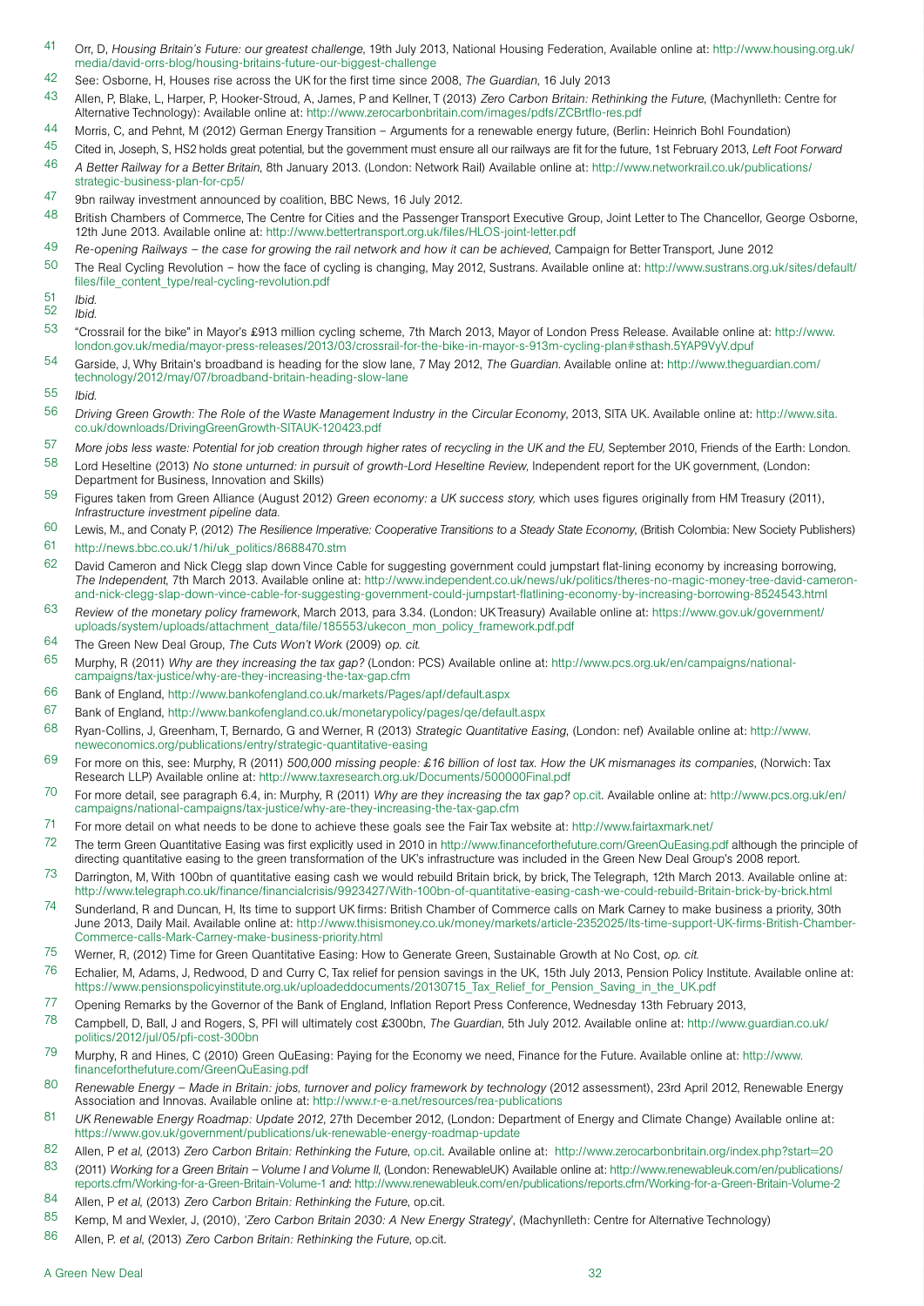41 Orr, D, *Housing Britain's Future: our greatest challenge*, 19th July 2013, National Housing Federation, Available online at: http://www.housing.org.uk/media/david-orrs-blog/housing-britains-future-our-biggest-challenge

42 See: Osborne, H, Houses rise across the UK for the first time since 2008, *The Guardian*, 16 July 2013

43 Allen, P, Blake, L, Harper, P, Hooker-Stroud, A, James, P and Kellner, T (2013) *Zero Carbon Britain: Rethinking the Future*, (Machynlleth: Centre for Alternative Technology): Available online at: http://www.zerocarbonbritain.com/images/pdfs/ZCBrtflo-res.pdf

44 Morris, C, and Pehnt, M (2012) German Energy Transition – Arguments for a renewable energy future, (Berlin: Heinrich Bohl Foundation)

45 Cited in, Joseph, S, HS2 holds great potential, but the government must ensure all our railways are fit for the future, 1st February 2013, *Left Foot Forward*

46 *A Better Railway for a Better Britain*, 8th January 2013. (London: Network Rail) Available online at: http://www.networkrail.co.uk/publications/strategic-business-plan-for-cp5/

47 9bn railway investment announced by coalition, BBC News, 16 July 2012.

48 British Chambers of Commerce, The Centre for Cities and the Passenger Transport Executive Group, Joint Letter to The Chancellor, George Osborne, 12th June 2013. Available online at: http://www.bettertransport.org.uk/files/HLOS-joint-letter.pdf

49 *Re-opening Railways – the case for growing the rail network and how it can be achieved*, Campaign for Better Transport, June 2012

50 The Real Cycling Revolution – how the face of cycling is changing, May 2012, Sustrans. Available online at: http://www.sustrans.org.uk/sites/default/files/file_content_type/real-cycling-revolution.pdf

51 *Ibid.*

52 *Ibid.*

53 "Crossrail for the bike" in Mayor's £913 million cycling scheme, 7th March 2013, Mayor of London Press Release. Available online at: http://www.london.gov.uk/media/mayor-press-releases/2013/03/crossrail-for-the-bike-in-mayor-s-913m-cycling-plan#sthash.5YAP9VyV.dpuf

54 Garside, J, Why Britain's broadband is heading for the slow lane, 7 May 2012, *The Guardian*. Available online at: http://www.theguardian.com/technology/2012/may/07/broadband-britain-heading-slow-lane

55 *Ibid.*

56 *Driving Green Growth: The Role of the Waste Management Industry in the Circular Economy*, 2013, SITA UK. Available online at: http://www.sita.co.uk/downloads/DrivingGreenGrowth-SITAUK-120423.pdf

57 *More jobs less waste: Potential for job creation through higher rates of recycling in the UK and the EU*, September 2010, Friends of the Earth: London.

58 Lord Heseltine (2013) *No stone unturned: in pursuit of growth-Lord Heseltine Review*, Independent report for the UK government, (London: Department for Business, Innovation and Skills)

59 Figures taken from Green Alliance (August 2012) *Green economy: a UK success story*, which uses figures originally from HM Treasury (2011), *Infrastructure investment pipeline data.*

60 Lewis, M., and Conaty P, (2012) *The Resilience Imperative: Cooperative Transitions to a Steady State Economy*, (British Colombia: New Society Publishers)

61 http://news.bbc.co.uk/1/hi/uk_politics/8688470.stm

62 David Cameron and Nick Clegg slap down Vince Cable for suggesting government could jumpstart flat-lining economy by increasing borrowing, *The Independent*, 7th March 2013. Available online at: http://www.independent.co.uk/news/uk/politics/theres-no-magic-money-tree-david-cameron-and-nick-clegg-slap-down-vince-cable-for-suggesting-government-could-jumpstart-flatlining-economy-by-increasing-borrowing-8524543.html

63 *Review of the monetary policy framework*, March 2013, para 3.34. (London: UK Treasury) Available online at: https://www.gov.uk/government/uploads/system/uploads/attachment_data/file/185553/ukecon_mon_policy_framework.pdf.pdf

64 The Green New Deal Group, *The Cuts Won't Work* (2009) *op. cit.*

65 Murphy, R (2011) *Why are they increasing the tax gap?* (London: PCS) Available online at: http://www.pcs.org.uk/en/campaigns/national-campaigns/tax-justice/why-are-they-increasing-the-tax-gap.cfm

66 Bank of England, http://www.bankofengland.co.uk/markets/Pages/apf/default.aspx

67 Bank of England, http://www.bankofengland.co.uk/monetarypolicy/pages/qe/default.aspx

68 Ryan-Collins, J, Greenham, T, Bernardo, G and Werner, R (2013) *Strategic Quantitative Easing*, (London: nef) Available online at: http://www.neweconomics.org/publications/entry/strategic-quantitative-easing

69 For more on this, see: Murphy, R (2011) *500,000 missing people: £16 billion of lost tax. How the UK mismanages its companies*, (Norwich: Tax Research LLP) Available online at: http://www.taxresearch.org.uk/Documents/500000Final.pdf

70 For more detail, see paragraph 6.4, in: Murphy, R (2011) *Why are they increasing the tax gap?* op.cit. Available online at: http://www.pcs.org.uk/en/campaigns/national-campaigns/tax-justice/why-are-they-increasing-the-tax-gap.cfm

71 For more detail on what needs to be done to achieve these goals see the Fair Tax website at: http://www.fairtaxmark.net/

72 The term Green Quantitative Easing was first explicitly used in 2010 in http://www.financeforthefuture.com/GreenQuEasing.pdf although the principle of directing quantitative easing to the green transformation of the UK's infrastructure was included in the Green New Deal Group's 2008 report.

73 Darrington, M, With 100bn of quantitative easing cash we would rebuild Britain brick, by brick, The Telegraph, 12th March 2013. Available online at: http://www.telegraph.co.uk/finance/financialcrisis/9923427/With-100bn-of-quantitative-easing-cash-we-could-rebuild-Britain-brick-by-brick.html

74 Sunderland, R and Duncan, H, Its time to support UK firms: British Chamber of Commerce calls on Mark Carney to make business a priority, 30th June 2013, Daily Mail. Available online at: http://www.thisismoney.co.uk/money/markets/article-2352025/Its-time-support-UK-firms-British-Chamber-Commerce-calls-Mark-Carney-make-business-priority.html

75 Werner, R, (2012) Time for Green Quantitative Easing: How to Generate Green, Sustainable Growth at No Cost, *op. cit.*

76 Echalier, M, Adams, J, Redwood, D and Curry C, Tax relief for pension savings in the UK, 15th July 2013, Pension Policy Institute. Available online at: https://www.pensionspolicyinstitute.org.uk/uploadeddocuments/20130715_Tax_Relief_for_Pension_Saving_in_the_UK.pdf

77 Opening Remarks by the Governor of the Bank of England, Inflation Report Press Conference, Wednesday 13th February 2013,

78 Campbell, D, Ball, J and Rogers, S, PFI will ultimately cost £300bn, *The Guardian*, 5th July 2012. Available online at: http://www.guardian.co.uk/politics/2012/jul/05/pfi-cost-300bn

79 Murphy, R and Hines, C (2010) Green QuEasing: Paying for the Economy we need, Finance for the Future. Available online at: http://www.financeforthefuture.com/GreenQuEasing.pdf

80 *Renewable Energy – Made in Britain: jobs, turnover and policy framework by technology* (2012 assessment), 23rd April 2012, Renewable Energy Association and Innovas. Available online at: http://www.r-e-a.net/resources/rea-publications

81 *UK Renewable Energy Roadmap: Update 2012*, 27th December 2012, (London: Department of Energy and Climate Change) Available online at: https://www.gov.uk/government/publications/uk-renewable-energy-roadmap-update

82 Allen, P *et al*, (2013) *Zero Carbon Britain: Rethinking the Future*, op.cit. Available online at: http://www.zerocarbonbritain.org/index.php?start=20

83 (2011) *Working for a Green Britain – Volume I and Volume II*, (London: RenewableUK) Available online at: http://www.renewableuk.com/en/publications/reports.cfm/Working-for-a-Green-Britain-Volume-1 *and*: http://www.renewableuk.com/en/publications/reports.cfm/Working-for-a-Green-Britain-Volume-2

84 Allen, P *et al*, (2013) *Zero Carbon Britain: Rethinking the Future*, op.cit.

85 Kemp, M and Wexler, J, (2010), '*Zero Carbon Britain 2030: A New Energy Strategy*', (Machynlleth: Centre for Alternative Technology)

86 Allen, P. *et al*, (2013) *Zero Carbon Britain: Rethinking the Future*, op.cit.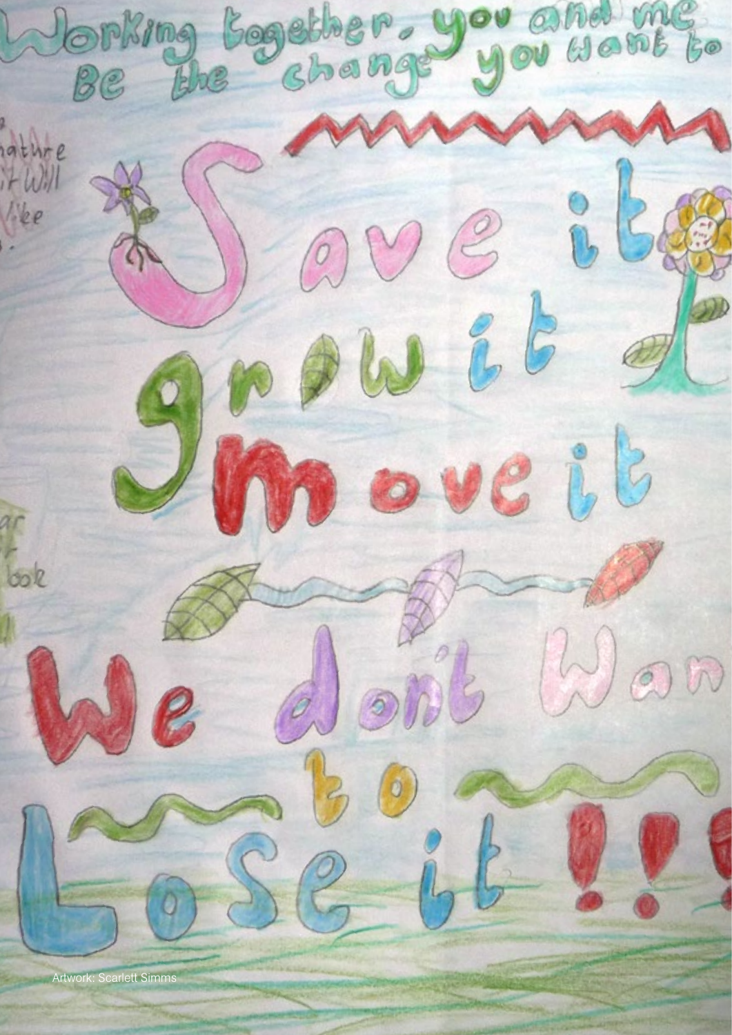Working together, you and me
Be the change you want to

Save it
grow it
move it

We don't Want
to
Lose it!!!

Artwork: Scarlett Simms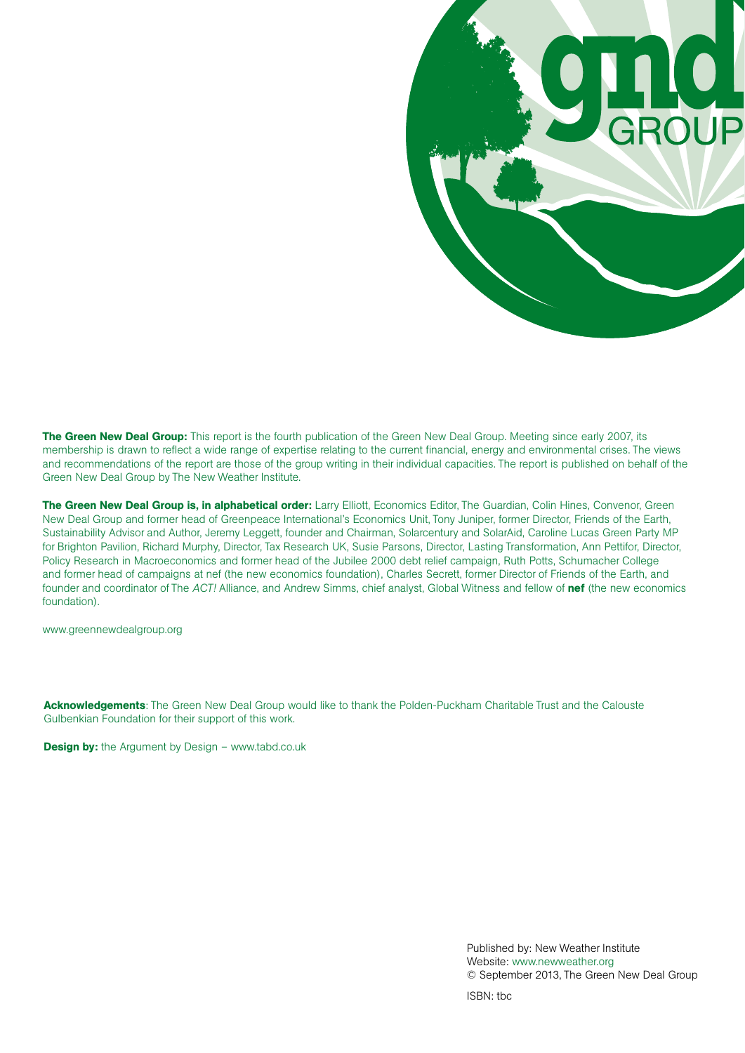**The Green New Deal Group:** This report is the fourth publication of the Green New Deal Group. Meeting since early 2007, its membership is drawn to reflect a wide range of expertise relating to the current financial, energy and environmental crises. The views and recommendations of the report are those of the group writing in their individual capacities. The report is published on behalf of the Green New Deal Group by The New Weather Institute.

**The Green New Deal Group is, in alphabetical order:** Larry Elliott, Economics Editor, The Guardian, Colin Hines, Convenor, Green New Deal Group and former head of Greenpeace International's Economics Unit, Tony Juniper, former Director, Friends of the Earth, Sustainability Advisor and Author, Jeremy Leggett, founder and Chairman, Solarcentury and SolarAid, Caroline Lucas Green Party MP for Brighton Pavilion, Richard Murphy, Director, Tax Research UK, Susie Parsons, Director, Lasting Transformation, Ann Pettifor, Director, Policy Research in Macroeconomics and former head of the Jubilee 2000 debt relief campaign, Ruth Potts, Schumacher College and former head of campaigns at nef (the new economics foundation), Charles Secrett, former Director of Friends of the Earth, and founder and coordinator of The *ACT!* Alliance, and Andrew Simms, chief analyst, Global Witness and fellow of **nef** (the new economics foundation).

www.greennewdealgroup.org

**Acknowledgements**: The Green New Deal Group would like to thank the Polden-Puckham Charitable Trust and the Calouste Gulbenkian Foundation for their support of this work.

**Design by:** the Argument by Design – www.tabd.co.uk

Published by: New Weather Institute
Website: www.newweather.org
© September 2013, The Green New Deal Group

ISBN: tbc